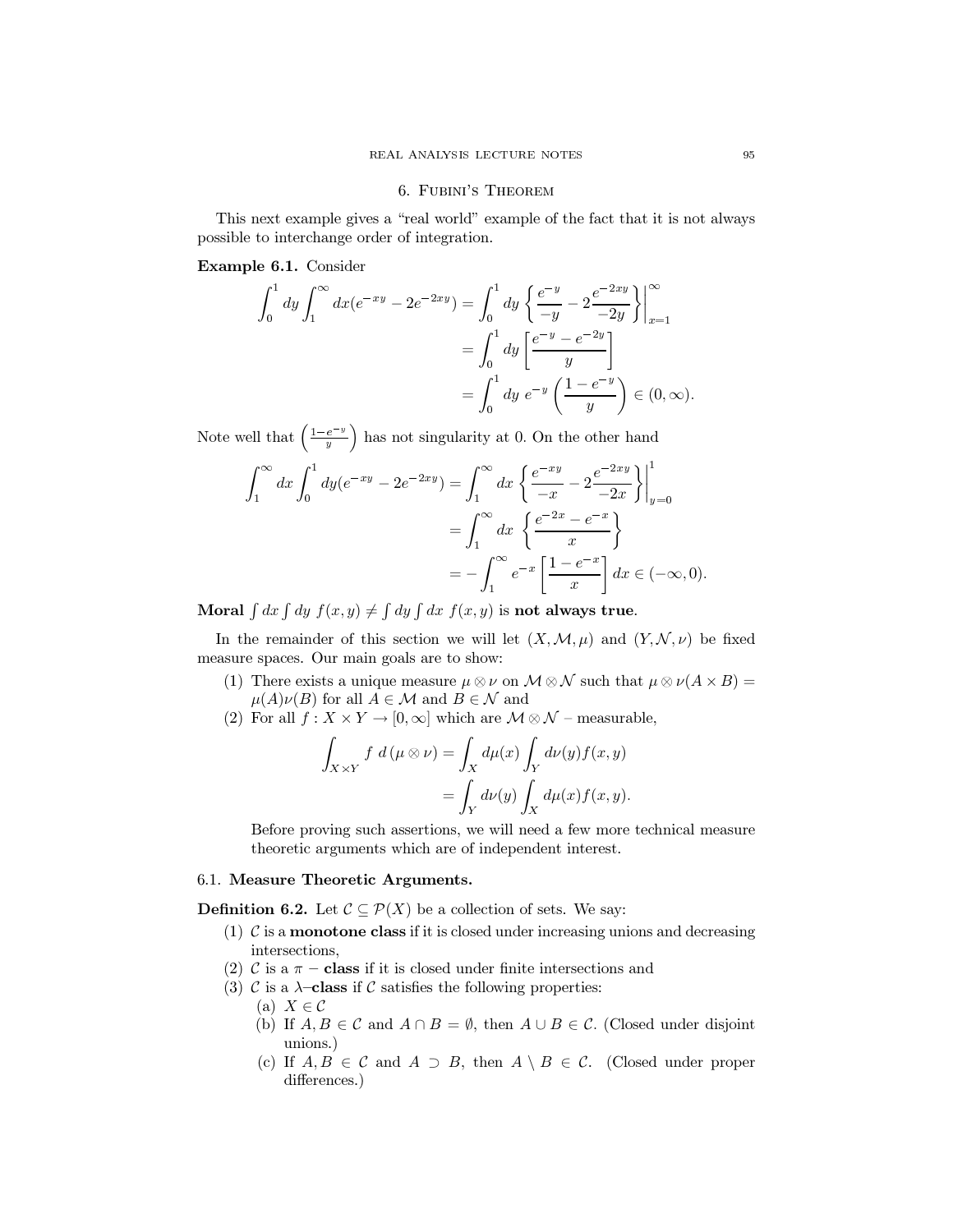## 6. Fubini's Theorem

This next example gives a "real world" example of the fact that it is not always possible to interchange order of integration.

**Example 6.1.** Consider

$$\begin{aligned}
\int_0^1 dy \int_1^\infty dx (e^{-xy} - 2e^{-2xy}) &= \int_0^1 dy \left\{ \frac{e^{-y}}{-y} - 2\frac{e^{-2xy}}{-2y} \right\}\Bigg|_{x=1}^\infty \\
&= \int_0^1 dy \left[ \frac{e^{-y} - e^{-2y}}{y} \right] \\
&= \int_0^1 dy \; e^{-y} \left( \frac{1 - e^{-y}}{y} \right) \in (0, \infty).
\end{aligned}$$

Note well that $\left(\frac{1-e^{-y}}{y}\right)$ has not singularity at 0. On the other hand

$$\begin{aligned}
\int_1^\infty dx \int_0^1 dy (e^{-xy} - 2e^{-2xy}) &= \int_1^\infty dx \left\{ \frac{e^{-xy}}{-x} - 2\frac{e^{-2xy}}{-2x} \right\}\Bigg|_{y=0}^1 \\
&= \int_1^\infty dx \; \left\{ \frac{e^{-2x} - e^{-x}}{x} \right\} \\
&= -\int_1^\infty e^{-x} \left[ \frac{1 - e^{-x}}{x} \right] dx \in (-\infty, 0).
\end{aligned}$$

**Moral** $\int dx \int dy \; f(x,y) \neq \int dy \int dx \; f(x,y)$ is **not always true**.

In the remainder of this section we will let $(X, \mathcal{M}, \mu)$ and $(Y, \mathcal{N}, \nu)$ be fixed measure spaces. Our main goals are to show:

1. There exists a unique measure $\mu \otimes \nu$ on $\mathcal{M} \otimes \mathcal{N}$ such that $\mu \otimes \nu(A \times B) = \mu(A)\nu(B)$ for all $A \in \mathcal{M}$ and $B \in \mathcal{N}$ and
2. For all $f : X \times Y \to [0, \infty]$ which are $\mathcal{M} \otimes \mathcal{N}$ – measurable,

$$\begin{aligned}
\int_{X \times Y} f \; d(\mu \otimes \nu) &= \int_X d\mu(x) \int_Y d\nu(y) f(x,y) \\
&= \int_Y d\nu(y) \int_X d\mu(x) f(x,y).
\end{aligned}$$

   Before proving such assertions, we will need a few more technical measure theoretic arguments which are of independent interest.

### 6.1. Measure Theoretic Arguments.

**Definition 6.2.** Let $\mathcal{C} \subseteq \mathcal{P}(X)$ be a collection of sets. We say:

1. $\mathcal{C}$ is a **monotone class** if it is closed under increasing unions and decreasing intersections,
2. $\mathcal{C}$ is a $\pi$ – **class** if it is closed under finite intersections and
3. $\mathcal{C}$ is a $\lambda$–**class** if $\mathcal{C}$ satisfies the following properties:
   (a) $X \in \mathcal{C}$
   (b) If $A, B \in \mathcal{C}$ and $A \cap B = \emptyset$, then $A \cup B \in \mathcal{C}$. (Closed under disjoint unions.)
   (c) If $A, B \in \mathcal{C}$ and $A \supset B$, then $A \setminus B \in \mathcal{C}$. (Closed under proper differences.)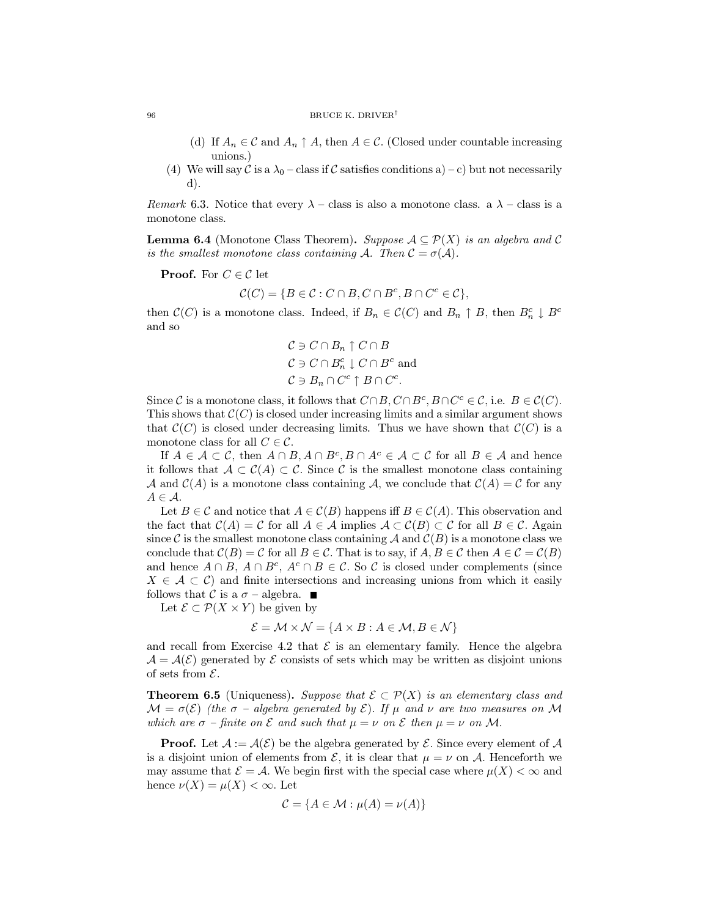(d) If $A_n \in \mathcal{C}$ and $A_n \uparrow A$, then $A \in \mathcal{C}$. (Closed under countable increasing unions.)

(4) We will say $\mathcal{C}$ is a $\lambda_0$ – class if $\mathcal{C}$ satisfies conditions a) – c) but not necessarily d).

*Remark* 6.3. Notice that every $\lambda$ – class is also a monotone class. a $\lambda$ – class is a monotone class.

**Lemma 6.4** (Monotone Class Theorem)**.** *Suppose $\mathcal{A} \subseteq \mathcal{P}(X)$ is an algebra and $\mathcal{C}$ is the smallest monotone class containing $\mathcal{A}$. Then $\mathcal{C} = \sigma(\mathcal{A})$.*

**Proof.** For $C \in \mathcal{C}$ let

$$\mathcal{C}(C) = \{B \in \mathcal{C} : C \cap B, C \cap B^c, B \cap C^c \in \mathcal{C}\},$$

then $\mathcal{C}(C)$ is a monotone class. Indeed, if $B_n \in \mathcal{C}(C)$ and $B_n \uparrow B$, then $B_n^c \downarrow B^c$ and so

$$\begin{aligned}
\mathcal{C} &\ni C \cap B_n \uparrow C \cap B \\
\mathcal{C} &\ni C \cap B_n^c \downarrow C \cap B^c \text{ and} \\
\mathcal{C} &\ni B_n \cap C^c \uparrow B \cap C^c.
\end{aligned}$$

Since $\mathcal{C}$ is a monotone class, it follows that $C \cap B, C \cap B^c, B \cap C^c \in \mathcal{C}$, i.e. $B \in \mathcal{C}(C)$. This shows that $\mathcal{C}(C)$ is closed under increasing limits and a similar argument shows that $\mathcal{C}(C)$ is closed under decreasing limits. Thus we have shown that $\mathcal{C}(C)$ is a monotone class for all $C \in \mathcal{C}$.

If $A \in \mathcal{A} \subset \mathcal{C}$, then $A \cap B, A \cap B^c, B \cap A^c \in \mathcal{A} \subset \mathcal{C}$ for all $B \in \mathcal{A}$ and hence it follows that $\mathcal{A} \subset \mathcal{C}(A) \subset \mathcal{C}$. Since $\mathcal{C}$ is the smallest monotone class containing $\mathcal{A}$ and $\mathcal{C}(A)$ is a monotone class containing $\mathcal{A}$, we conclude that $\mathcal{C}(A) = \mathcal{C}$ for any $A \in \mathcal{A}$.

Let $B \in \mathcal{C}$ and notice that $A \in \mathcal{C}(B)$ happens iff $B \in \mathcal{C}(A)$. This observation and the fact that $\mathcal{C}(A) = \mathcal{C}$ for all $A \in \mathcal{A}$ implies $\mathcal{A} \subset \mathcal{C}(B) \subset \mathcal{C}$ for all $B \in \mathcal{C}$. Again since $\mathcal{C}$ is the smallest monotone class containing $\mathcal{A}$ and $\mathcal{C}(B)$ is a monotone class we conclude that $\mathcal{C}(B) = \mathcal{C}$ for all $B \in \mathcal{C}$. That is to say, if $A, B \in \mathcal{C}$ then $A \in \mathcal{C} = \mathcal{C}(B)$ and hence $A \cap B$, $A \cap B^c$, $A^c \cap B \in \mathcal{C}$. So $\mathcal{C}$ is closed under complements (since $X \in \mathcal{A} \subset \mathcal{C}$) and finite intersections and increasing unions from which it easily follows that $\mathcal{C}$ is a $\sigma$ – algebra. ■

Let $\mathcal{E} \subset \mathcal{P}(X \times Y)$ be given by

$$\mathcal{E} = \mathcal{M} \times \mathcal{N} = \{A \times B : A \in \mathcal{M}, B \in \mathcal{N}\}$$

and recall from Exercise 4.2 that $\mathcal{E}$ is an elementary family. Hence the algebra $\mathcal{A} = \mathcal{A}(\mathcal{E})$ generated by $\mathcal{E}$ consists of sets which may be written as disjoint unions of sets from $\mathcal{E}$.

**Theorem 6.5** (Uniqueness)**.** *Suppose that $\mathcal{E} \subset \mathcal{P}(X)$ is an elementary class and $\mathcal{M} = \sigma(\mathcal{E})$ (the $\sigma$ – algebra generated by $\mathcal{E}$). If $\mu$ and $\nu$ are two measures on $\mathcal{M}$ which are $\sigma$ – finite on $\mathcal{E}$ and such that $\mu = \nu$ on $\mathcal{E}$ then $\mu = \nu$ on $\mathcal{M}$.*

**Proof.** Let $\mathcal{A} := \mathcal{A}(\mathcal{E})$ be the algebra generated by $\mathcal{E}$. Since every element of $\mathcal{A}$ is a disjoint union of elements from $\mathcal{E}$, it is clear that $\mu = \nu$ on $\mathcal{A}$. Henceforth we may assume that $\mathcal{E} = \mathcal{A}$. We begin first with the special case where $\mu(X) < \infty$ and hence $\nu(X) = \mu(X) < \infty$. Let

$$\mathcal{C} = \{A \in \mathcal{M} : \mu(A) = \nu(A)\}$$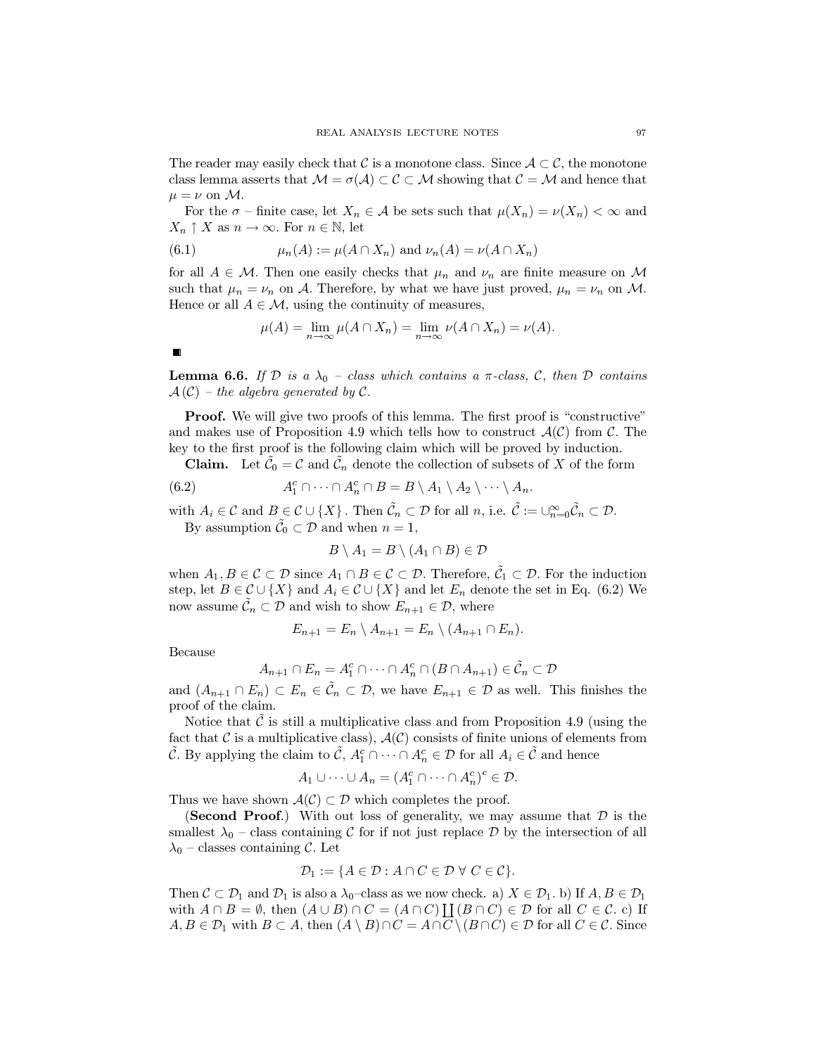The reader may easily check that $\mathcal{C}$ is a monotone class. Since $\mathcal{A} \subset \mathcal{C}$, the monotone class lemma asserts that $\mathcal{M} = \sigma(\mathcal{A}) \subset \mathcal{C} \subset \mathcal{M}$ showing that $\mathcal{C} = \mathcal{M}$ and hence that $\mu = \nu$ on $\mathcal{M}$.

For the $\sigma$ – finite case, let $X_n \in \mathcal{A}$ be sets such that $\mu(X_n) = \nu(X_n) < \infty$ and $X_n \uparrow X$ as $n \to \infty$. For $n \in \mathbb{N}$, let

$$\mu_n(A) := \mu(A \cap X_n) \text{ and } \nu_n(A) = \nu(A \cap X_n) \tag{6.1}$$

for all $A \in \mathcal{M}$. Then one easily checks that $\mu_n$ and $\nu_n$ are finite measure on $\mathcal{M}$ such that $\mu_n = \nu_n$ on $\mathcal{A}$. Therefore, by what we have just proved, $\mu_n = \nu_n$ on $\mathcal{M}$. Hence or all $A \in \mathcal{M}$, using the continuity of measures,

$$\mu(A) = \lim_{n\to\infty} \mu(A \cap X_n) = \lim_{n\to\infty} \nu(A \cap X_n) = \nu(A).$$

■

**Lemma 6.6.** *If $\mathcal{D}$ is a $\lambda_0$ – class which contains a $\pi$-class, $\mathcal{C}$, then $\mathcal{D}$ contains $\mathcal{A}(\mathcal{C})$ – the algebra generated by $\mathcal{C}$.*

**Proof.** We will give two proofs of this lemma. The first proof is "constructive" and makes use of Proposition 4.9 which tells how to construct $\mathcal{A}(\mathcal{C})$ from $\mathcal{C}$. The key to the first proof is the following claim which will be proved by induction.

**Claim.** Let $\tilde{\mathcal{C}}_0 = \mathcal{C}$ and $\tilde{\mathcal{C}}_n$ denote the collection of subsets of $X$ of the form

$$A_1^c \cap \cdots \cap A_n^c \cap B = B \setminus A_1 \setminus A_2 \setminus \cdots \setminus A_n. \tag{6.2}$$

with $A_i \in \mathcal{C}$ and $B \in \mathcal{C} \cup \{X\}$. Then $\tilde{\mathcal{C}}_n \subset \mathcal{D}$ for all $n$, i.e. $\tilde{\mathcal{C}} := \cup_{n=0}^{\infty} \tilde{\mathcal{C}}_n \subset \mathcal{D}$.

By assumption $\tilde{\mathcal{C}}_0 \subset \mathcal{D}$ and when $n = 1$,

$$B \setminus A_1 = B \setminus (A_1 \cap B) \in \mathcal{D}$$

when $A_1, B \in \mathcal{C} \subset \mathcal{D}$ since $A_1 \cap B \in \mathcal{C} \subset \mathcal{D}$. Therefore, $\tilde{\mathcal{C}}_1 \subset \mathcal{D}$. For the induction step, let $B \in \mathcal{C} \cup \{X\}$ and $A_i \in \mathcal{C} \cup \{X\}$ and let $E_n$ denote the set in Eq. (6.2) We now assume $\tilde{\mathcal{C}}_n \subset \mathcal{D}$ and wish to show $E_{n+1} \in \mathcal{D}$, where

$$E_{n+1} = E_n \setminus A_{n+1} = E_n \setminus (A_{n+1} \cap E_n).$$

Because

$$A_{n+1} \cap E_n = A_1^c \cap \cdots \cap A_n^c \cap (B \cap A_{n+1}) \in \tilde{\mathcal{C}}_n \subset \mathcal{D}$$

and $(A_{n+1} \cap E_n) \subset E_n \in \tilde{\mathcal{C}}_n \subset \mathcal{D}$, we have $E_{n+1} \in \mathcal{D}$ as well. This finishes the proof of the claim.

Notice that $\tilde{\mathcal{C}}$ is still a multiplicative class and from Proposition 4.9 (using the fact that $\mathcal{C}$ is a multiplicative class), $\mathcal{A}(\mathcal{C})$ consists of finite unions of elements from $\tilde{\mathcal{C}}$. By applying the claim to $\tilde{\mathcal{C}}$, $A_1^c \cap \cdots \cap A_n^c \in \mathcal{D}$ for all $A_i \in \tilde{\mathcal{C}}$ and hence

$$A_1 \cup \cdots \cup A_n = (A_1^c \cap \cdots \cap A_n^c)^c \in \mathcal{D}.$$

Thus we have shown $\mathcal{A}(\mathcal{C}) \subset \mathcal{D}$ which completes the proof.

(**Second Proof**.) With out loss of generality, we may assume that $\mathcal{D}$ is the smallest $\lambda_0$ – class containing $\mathcal{C}$ for if not just replace $\mathcal{D}$ by the intersection of all $\lambda_0$ – classes containing $\mathcal{C}$. Let

$$\mathcal{D}_1 := \{A \in \mathcal{D} : A \cap C \in \mathcal{D} \; \forall \; C \in \mathcal{C}\}.$$

Then $\mathcal{C} \subset \mathcal{D}_1$ and $\mathcal{D}_1$ is also a $\lambda_0$–class as we now check. a) $X \in \mathcal{D}_1$. b) If $A, B \in \mathcal{D}_1$ with $A \cap B = \emptyset$, then $(A \cup B) \cap C = (A \cap C) \coprod (B \cap C) \in \mathcal{D}$ for all $C \in \mathcal{C}$. c) If $A, B \in \mathcal{D}_1$ with $B \subset A$, then $(A \setminus B) \cap C = A \cap C \setminus (B \cap C) \in \mathcal{D}$ for all $C \in \mathcal{C}$. Since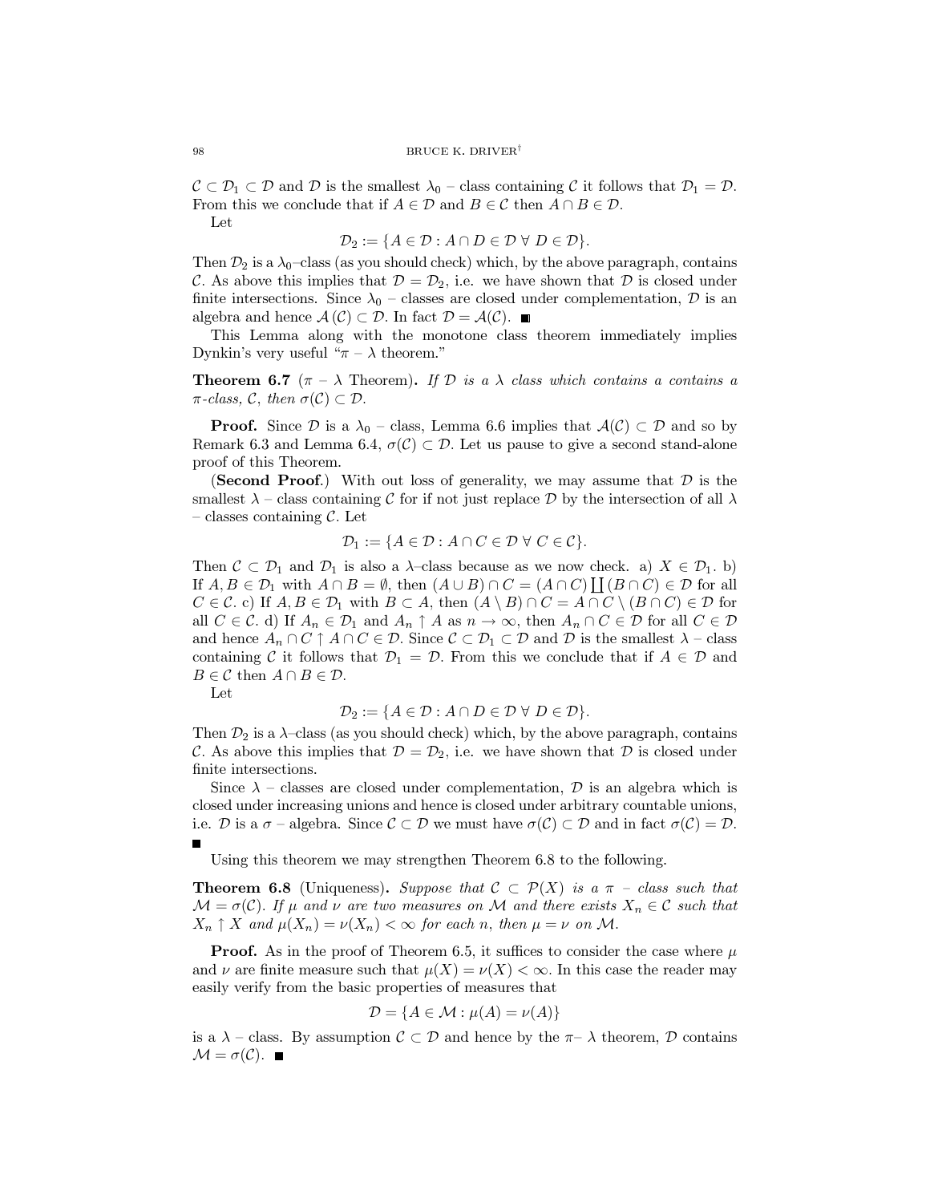$\mathcal{C} \subset \mathcal{D}_1 \subset \mathcal{D}$ and $\mathcal{D}$ is the smallest $\lambda_0$ – class containing $\mathcal{C}$ it follows that $\mathcal{D}_1 = \mathcal{D}$. From this we conclude that if $A \in \mathcal{D}$ and $B \in \mathcal{C}$ then $A \cap B \in \mathcal{D}$.

Let

$$\mathcal{D}_2 := \{A \in \mathcal{D} : A \cap D \in \mathcal{D} \ \forall \ D \in \mathcal{D}\}.$$

Then $\mathcal{D}_2$ is a $\lambda_0$–class (as you should check) which, by the above paragraph, contains $\mathcal{C}$. As above this implies that $\mathcal{D} = \mathcal{D}_2$, i.e. we have shown that $\mathcal{D}$ is closed under finite intersections. Since $\lambda_0$ – classes are closed under complementation, $\mathcal{D}$ is an algebra and hence $\mathcal{A}(\mathcal{C}) \subset \mathcal{D}$. In fact $\mathcal{D} = \mathcal{A}(\mathcal{C})$. ∎

This Lemma along with the monotone class theorem immediately implies Dynkin's very useful "$\pi$ – $\lambda$ theorem."

**Theorem 6.7** ($\pi$ – $\lambda$ Theorem)**.** *If $\mathcal{D}$ is a $\lambda$ class which contains a contains a $\pi$-class, $\mathcal{C}$, then $\sigma(\mathcal{C}) \subset \mathcal{D}$.*

**Proof.** Since $\mathcal{D}$ is a $\lambda_0$ – class, Lemma 6.6 implies that $\mathcal{A}(\mathcal{C}) \subset \mathcal{D}$ and so by Remark 6.3 and Lemma 6.4, $\sigma(\mathcal{C}) \subset \mathcal{D}$. Let us pause to give a second stand-alone proof of this Theorem.

(**Second Proof**.) With out loss of generality, we may assume that $\mathcal{D}$ is the smallest $\lambda$ – class containing $\mathcal{C}$ for if not just replace $\mathcal{D}$ by the intersection of all $\lambda$ – classes containing $\mathcal{C}$. Let

$$\mathcal{D}_1 := \{A \in \mathcal{D} : A \cap C \in \mathcal{D} \ \forall \ C \in \mathcal{C}\}.$$

Then $\mathcal{C} \subset \mathcal{D}_1$ and $\mathcal{D}_1$ is also a $\lambda$–class because as we now check. a) $X \in \mathcal{D}_1$. b) If $A, B \in \mathcal{D}_1$ with $A \cap B = \emptyset$, then $(A \cup B) \cap C = (A \cap C) \coprod (B \cap C) \in \mathcal{D}$ for all $C \in \mathcal{C}$. c) If $A, B \in \mathcal{D}_1$ with $B \subset A$, then $(A \setminus B) \cap C = A \cap C \setminus (B \cap C) \in \mathcal{D}$ for all $C \in \mathcal{C}$. d) If $A_n \in \mathcal{D}_1$ and $A_n \uparrow A$ as $n \to \infty$, then $A_n \cap C \in \mathcal{D}$ for all $C \in \mathcal{D}$ and hence $A_n \cap C \uparrow A \cap C \in \mathcal{D}$. Since $\mathcal{C} \subset \mathcal{D}_1 \subset \mathcal{D}$ and $\mathcal{D}$ is the smallest $\lambda$ – class containing $\mathcal{C}$ it follows that $\mathcal{D}_1 = \mathcal{D}$. From this we conclude that if $A \in \mathcal{D}$ and $B \in \mathcal{C}$ then $A \cap B \in \mathcal{D}$.

Let

$$\mathcal{D}_2 := \{A \in \mathcal{D} : A \cap D \in \mathcal{D} \ \forall \ D \in \mathcal{D}\}.$$

Then $\mathcal{D}_2$ is a $\lambda$–class (as you should check) which, by the above paragraph, contains $\mathcal{C}$. As above this implies that $\mathcal{D} = \mathcal{D}_2$, i.e. we have shown that $\mathcal{D}$ is closed under finite intersections.

Since $\lambda$ – classes are closed under complementation, $\mathcal{D}$ is an algebra which is closed under increasing unions and hence is closed under arbitrary countable unions, i.e. $\mathcal{D}$ is a $\sigma$ – algebra. Since $\mathcal{C} \subset \mathcal{D}$ we must have $\sigma(\mathcal{C}) \subset \mathcal{D}$ and in fact $\sigma(\mathcal{C}) = \mathcal{D}$. ∎

Using this theorem we may strengthen Theorem 6.8 to the following.

**Theorem 6.8** (Uniqueness)**.** *Suppose that $\mathcal{C} \subset \mathcal{P}(X)$ is a $\pi$ – class such that $\mathcal{M} = \sigma(\mathcal{C})$. If $\mu$ and $\nu$ are two measures on $\mathcal{M}$ and there exists $X_n \in \mathcal{C}$ such that $X_n \uparrow X$ and $\mu(X_n) = \nu(X_n) < \infty$ for each $n$, then $\mu = \nu$ on $\mathcal{M}$.*

**Proof.** As in the proof of Theorem 6.5, it suffices to consider the case where $\mu$ and $\nu$ are finite measure such that $\mu(X) = \nu(X) < \infty$. In this case the reader may easily verify from the basic properties of measures that

$$\mathcal{D} = \{A \in \mathcal{M} : \mu(A) = \nu(A)\}$$

is a $\lambda$ – class. By assumption $\mathcal{C} \subset \mathcal{D}$ and hence by the $\pi$– $\lambda$ theorem, $\mathcal{D}$ contains $\mathcal{M} = \sigma(\mathcal{C})$. ∎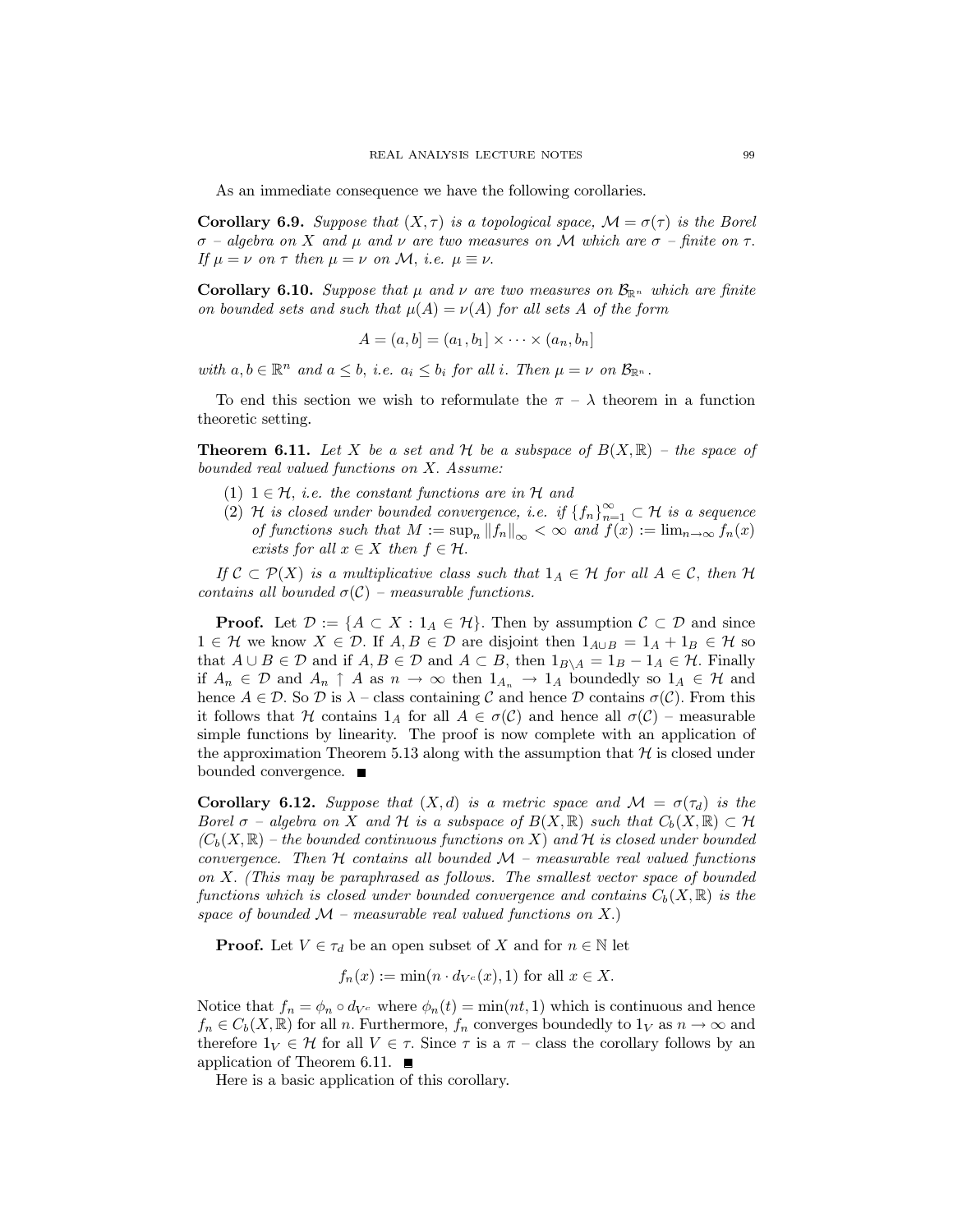As an immediate consequence we have the following corollaries.

**Corollary 6.9.** *Suppose that $(X, \tau)$ is a topological space, $\mathcal{M} = \sigma(\tau)$ is the Borel $\sigma$ – algebra on $X$ and $\mu$ and $\nu$ are two measures on $\mathcal{M}$ which are $\sigma$ – finite on $\tau$. If $\mu = \nu$ on $\tau$ then $\mu = \nu$ on $\mathcal{M}$, i.e. $\mu \equiv \nu$.*

**Corollary 6.10.** *Suppose that $\mu$ and $\nu$ are two measures on $\mathcal{B}_{\mathbb{R}^n}$ which are finite on bounded sets and such that $\mu(A) = \nu(A)$ for all sets $A$ of the form*

$$A = (a, b] = (a_1, b_1] \times \cdots \times (a_n, b_n]$$

*with $a, b \in \mathbb{R}^n$ and $a \leq b$, i.e. $a_i \leq b_i$ for all $i$. Then $\mu = \nu$ on $\mathcal{B}_{\mathbb{R}^n}$.*

To end this section we wish to reformulate the $\pi$ – $\lambda$ theorem in a function theoretic setting.

**Theorem 6.11.** *Let $X$ be a set and $\mathcal{H}$ be a subspace of $B(X, \mathbb{R})$ – the space of bounded real valued functions on $X$. Assume:*

1. *$1 \in \mathcal{H}$, i.e. the constant functions are in $\mathcal{H}$ and*
2. *$\mathcal{H}$ is closed under bounded convergence, i.e. if $\{f_n\}_{n=1}^{\infty} \subset \mathcal{H}$ is a sequence of functions such that $M := \sup_n \|f_n\|_\infty < \infty$ and $f(x) := \lim_{n\to\infty} f_n(x)$ exists for all $x \in X$ then $f \in \mathcal{H}$.*

*If $\mathcal{C} \subset \mathcal{P}(X)$ is a multiplicative class such that $1_A \in \mathcal{H}$ for all $A \in \mathcal{C}$, then $\mathcal{H}$ contains all bounded $\sigma(\mathcal{C})$ – measurable functions.*

**Proof.** Let $\mathcal{D} := \{A \subset X : 1_A \in \mathcal{H}\}$. Then by assumption $\mathcal{C} \subset \mathcal{D}$ and since $1 \in \mathcal{H}$ we know $X \in \mathcal{D}$. If $A, B \in \mathcal{D}$ are disjoint then $1_{A\cup B} = 1_A + 1_B \in \mathcal{H}$ so that $A \cup B \in \mathcal{D}$ and if $A, B \in \mathcal{D}$ and $A \subset B$, then $1_{B\setminus A} = 1_B - 1_A \in \mathcal{H}$. Finally if $A_n \in \mathcal{D}$ and $A_n \uparrow A$ as $n \to \infty$ then $1_{A_n} \to 1_A$ boundedly so $1_A \in \mathcal{H}$ and hence $A \in \mathcal{D}$. So $\mathcal{D}$ is $\lambda$ – class containing $\mathcal{C}$ and hence $\mathcal{D}$ contains $\sigma(\mathcal{C})$. From this it follows that $\mathcal{H}$ contains $1_A$ for all $A \in \sigma(\mathcal{C})$ and hence all $\sigma(\mathcal{C})$ – measurable simple functions by linearity. The proof is now complete with an application of the approximation Theorem 5.13 along with the assumption that $\mathcal{H}$ is closed under bounded convergence. ∎

**Corollary 6.12.** *Suppose that $(X, d)$ is a metric space and $\mathcal{M} = \sigma(\tau_d)$ is the Borel $\sigma$ – algebra on $X$ and $\mathcal{H}$ is a subspace of $B(X, \mathbb{R})$ such that $C_b(X, \mathbb{R}) \subset \mathcal{H}$ ($C_b(X, \mathbb{R})$ – the bounded continuous functions on $X$) and $\mathcal{H}$ is closed under bounded convergence. Then $\mathcal{H}$ contains all bounded $\mathcal{M}$ – measurable real valued functions on $X$. (This may be paraphrased as follows. The smallest vector space of bounded functions which is closed under bounded convergence and contains $C_b(X, \mathbb{R})$ is the space of bounded $\mathcal{M}$ – measurable real valued functions on $X$.)*

**Proof.** Let $V \in \tau_d$ be an open subset of $X$ and for $n \in \mathbb{N}$ let

$$f_n(x) := \min(n \cdot d_{V^c}(x), 1) \text{ for all } x \in X.$$

Notice that $f_n = \phi_n \circ d_{V^c}$ where $\phi_n(t) = \min(nt, 1)$ which is continuous and hence $f_n \in C_b(X, \mathbb{R})$ for all $n$. Furthermore, $f_n$ converges boundedly to $1_V$ as $n \to \infty$ and therefore $1_V \in \mathcal{H}$ for all $V \in \tau$. Since $\tau$ is a $\pi$ – class the corollary follows by an application of Theorem 6.11. ∎

Here is a basic application of this corollary.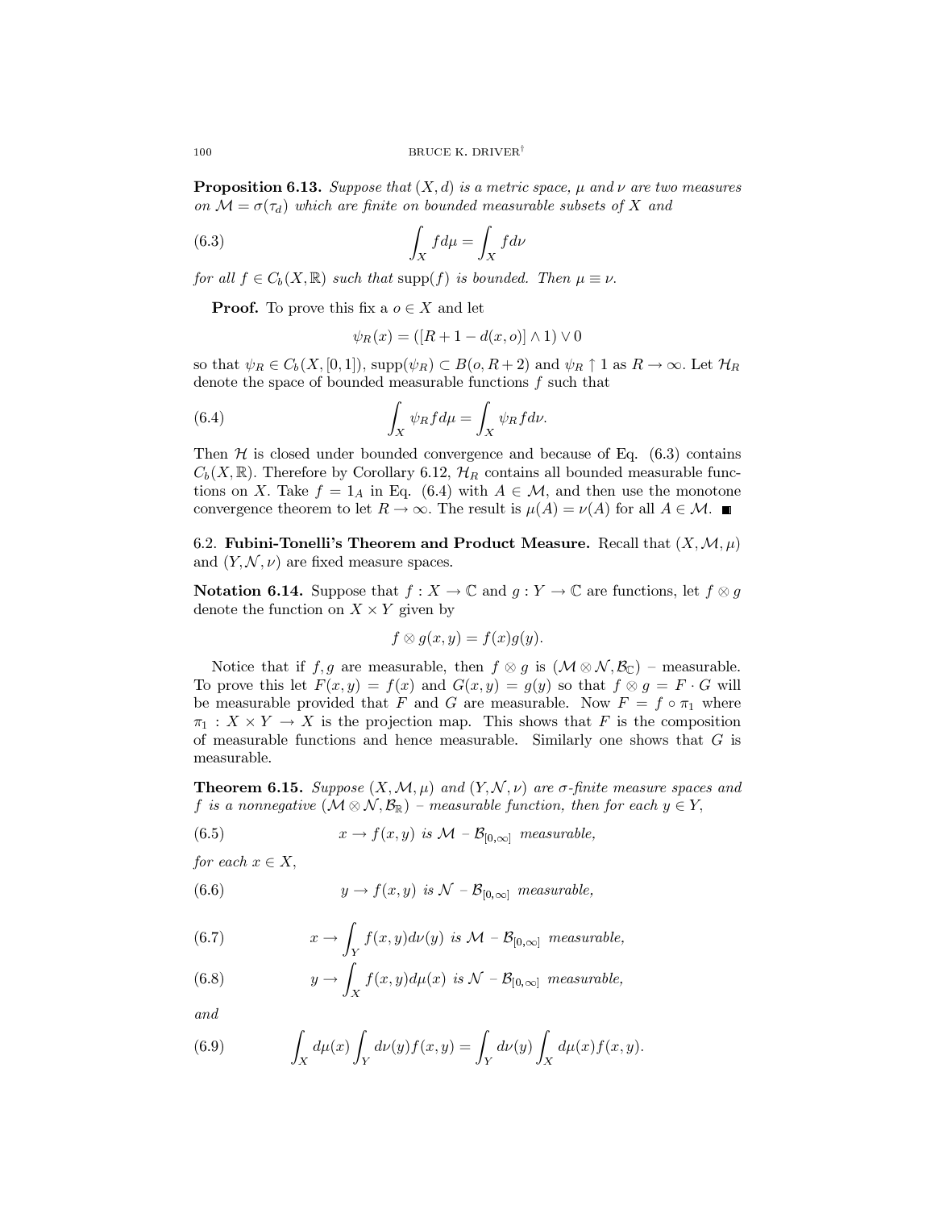**Proposition 6.13.** *Suppose that $(X, d)$ is a metric space, $\mu$ and $\nu$ are two measures on $\mathcal{M} = \sigma(\tau_d)$ which are finite on bounded measurable subsets of $X$ and*

$$\int_X f d\mu = \int_X f d\nu \tag{6.3}$$

*for all $f \in C_b(X, \mathbb{R})$ such that* supp$(f)$ *is bounded. Then $\mu \equiv \nu$.*

**Proof.** To prove this fix a $o \in X$ and let

$$\psi_R(x) = ([R + 1 - d(x, o)] \wedge 1) \vee 0$$

so that $\psi_R \in C_b(X, [0, 1])$, $\text{supp}(\psi_R) \subset B(o, R + 2)$ and $\psi_R \uparrow 1$ as $R \to \infty$. Let $\mathcal{H}_R$ denote the space of bounded measurable functions $f$ such that

$$\int_X \psi_R f d\mu = \int_X \psi_R f d\nu. \tag{6.4}$$

Then $\mathcal{H}$ is closed under bounded convergence and because of Eq. (6.3) contains $C_b(X, \mathbb{R})$. Therefore by Corollary 6.12, $\mathcal{H}_R$ contains all bounded measurable functions on $X$. Take $f = 1_A$ in Eq. (6.4) with $A \in \mathcal{M}$, and then use the monotone convergence theorem to let $R \to \infty$. The result is $\mu(A) = \nu(A)$ for all $A \in \mathcal{M}$. ■

## 6.2. Fubini-Tonelli's Theorem and Product Measure.

Recall that $(X, \mathcal{M}, \mu)$ and $(Y, \mathcal{N}, \nu)$ are fixed measure spaces.

**Notation 6.14.** Suppose that $f : X \to \mathbb{C}$ and $g : Y \to \mathbb{C}$ are functions, let $f \otimes g$ denote the function on $X \times Y$ given by

$$f \otimes g(x, y) = f(x)g(y).$$

Notice that if $f, g$ are measurable, then $f \otimes g$ is $(\mathcal{M} \otimes \mathcal{N}, \mathcal{B}_{\mathbb{C}})$ – measurable. To prove this let $F(x, y) = f(x)$ and $G(x, y) = g(y)$ so that $f \otimes g = F \cdot G$ will be measurable provided that $F$ and $G$ are measurable. Now $F = f \circ \pi_1$ where $\pi_1 : X \times Y \to X$ is the projection map. This shows that $F$ is the composition of measurable functions and hence measurable. Similarly one shows that $G$ is measurable.

**Theorem 6.15.** *Suppose $(X, \mathcal{M}, \mu)$ and $(Y, \mathcal{N}, \nu)$ are $\sigma$-finite measure spaces and $f$ is a nonnegative $(\mathcal{M} \otimes \mathcal{N}, \mathcal{B}_{\mathbb{R}})$ – measurable function, then for each $y \in Y$,*

$$x \to f(x, y) \text{ is } \mathcal{M} - \mathcal{B}_{[0,\infty]} \text{ measurable,} \tag{6.5}$$

*for each $x \in X$,*

$$y \to f(x, y) \text{ is } \mathcal{N} - \mathcal{B}_{[0,\infty]} \text{ measurable,} \tag{6.6}$$

$$x \to \int_Y f(x, y) d\nu(y) \text{ is } \mathcal{M} - \mathcal{B}_{[0,\infty]} \text{ measurable,} \tag{6.7}$$

$$y \to \int_X f(x, y) d\mu(x) \text{ is } \mathcal{N} - \mathcal{B}_{[0,\infty]} \text{ measurable,} \tag{6.8}$$

*and*

$$\int_X d\mu(x) \int_Y d\nu(y) f(x, y) = \int_Y d\nu(y) \int_X d\mu(x) f(x, y). \tag{6.9}$$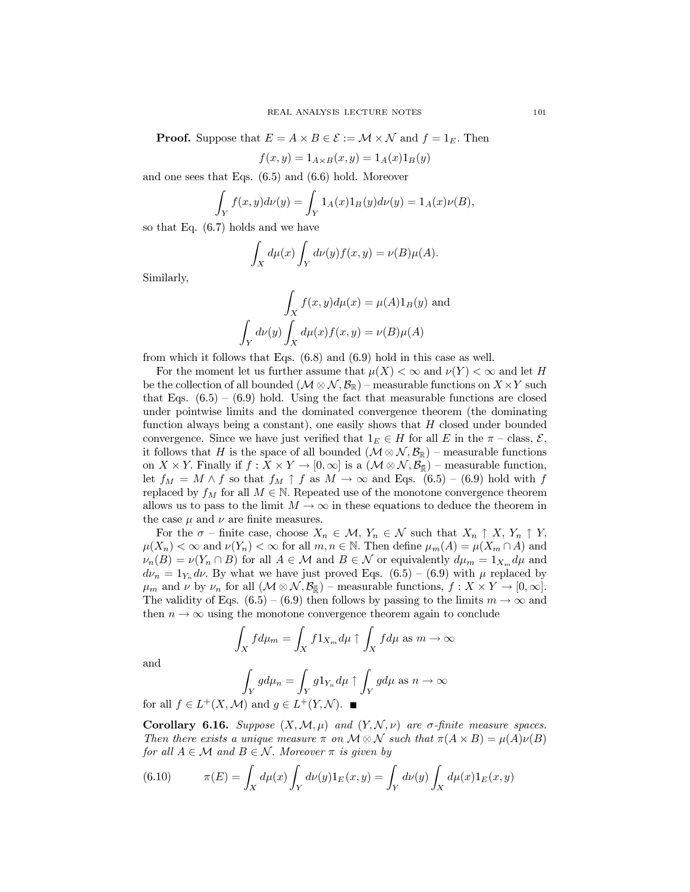**Proof.** Suppose that $E = A \times B \in \mathcal{E} := \mathcal{M} \times \mathcal{N}$ and $f = 1_E$. Then

$$f(x,y) = 1_{A\times B}(x,y) = 1_A(x)1_B(y)$$

and one sees that Eqs. (6.5) and (6.6) hold. Moreover

$$\int_Y f(x,y)d\nu(y) = \int_Y 1_A(x)1_B(y)d\nu(y) = 1_A(x)\nu(B),$$

so that Eq. (6.7) holds and we have

$$\int_X d\mu(x)\int_Y d\nu(y)f(x,y) = \nu(B)\mu(A).$$

Similarly,

$$\int_X f(x,y)d\mu(x) = \mu(A)1_B(y) \text{ and}$$

$$\int_Y d\nu(y)\int_X d\mu(x)f(x,y) = \nu(B)\mu(A)$$

from which it follows that Eqs. (6.8) and (6.9) hold in this case as well.

For the moment let us further assume that $\mu(X) < \infty$ and $\nu(Y) < \infty$ and let $H$ be the collection of all bounded $(\mathcal{M}\otimes\mathcal{N}, \mathcal{B}_{\mathbb{R}})$ – measurable functions on $X\times Y$ such that Eqs. (6.5) – (6.9) hold. Using the fact that measurable functions are closed under pointwise limits and the dominated convergence theorem (the dominating function always being a constant), one easily shows that $H$ closed under bounded convergence. Since we have just verified that $1_E \in H$ for all $E$ in the $\pi$ – class, $\mathcal{E}$, it follows that $H$ is the space of all bounded $(\mathcal{M}\otimes\mathcal{N}, \mathcal{B}_{\mathbb{R}})$ – measurable functions on $X\times Y$. Finally if $f : X\times Y \to [0,\infty]$ is a $(\mathcal{M}\otimes\mathcal{N}, \mathcal{B}_{\bar{\mathbb{R}}})$ – measurable function, let $f_M = M \wedge f$ so that $f_M \uparrow f$ as $M \to \infty$ and Eqs. (6.5) – (6.9) hold with $f$ replaced by $f_M$ for all $M \in \mathbb{N}$. Repeated use of the monotone convergence theorem allows us to pass to the limit $M \to \infty$ in these equations to deduce the theorem in the case $\mu$ and $\nu$ are finite measures.

For the $\sigma$ – finite case, choose $X_n \in \mathcal{M}$, $Y_n \in \mathcal{N}$ such that $X_n \uparrow X$, $Y_n \uparrow Y$, $\mu(X_n) < \infty$ and $\nu(Y_n) < \infty$ for all $m, n \in \mathbb{N}$. Then define $\mu_m(A) = \mu(X_m \cap A)$ and $\nu_n(B) = \nu(Y_n \cap B)$ for all $A \in \mathcal{M}$ and $B \in \mathcal{N}$ or equivalently $d\mu_m = 1_{X_m}d\mu$ and $d\nu_n = 1_{Y_n}d\nu$. By what we have just proved Eqs. (6.5) – (6.9) with $\mu$ replaced by $\mu_m$ and $\nu$ by $\nu_n$ for all $(\mathcal{M}\otimes\mathcal{N}, \mathcal{B}_{\bar{\mathbb{R}}})$ – measurable functions, $f : X\times Y \to [0,\infty]$. The validity of Eqs. (6.5) – (6.9) then follows by passing to the limits $m \to \infty$ and then $n \to \infty$ using the monotone convergence theorem again to conclude

$$\int_X f d\mu_m = \int_X f 1_{X_m} d\mu \uparrow \int_X f d\mu \text{ as } m \to \infty$$

and

$$\int_Y g d\mu_n = \int_Y g 1_{Y_n} d\mu \uparrow \int_Y g d\mu \text{ as } n \to \infty$$

for all $f \in L^+(X, \mathcal{M})$ and $g \in L^+(Y, \mathcal{N})$. ■

**Corollary 6.16.** *Suppose $(X, \mathcal{M}, \mu)$ and $(Y, \mathcal{N}, \nu)$ are $\sigma$-finite measure spaces. Then there exists a unique measure $\pi$ on $\mathcal{M}\otimes\mathcal{N}$ such that $\pi(A\times B) = \mu(A)\nu(B)$ for all $A \in \mathcal{M}$ and $B \in \mathcal{N}$. Moreover $\pi$ is given by*

$$\pi(E) = \int_X d\mu(x)\int_Y d\nu(y)1_E(x,y) = \int_Y d\nu(y)\int_X d\mu(x)1_E(x,y) \tag{6.10}$$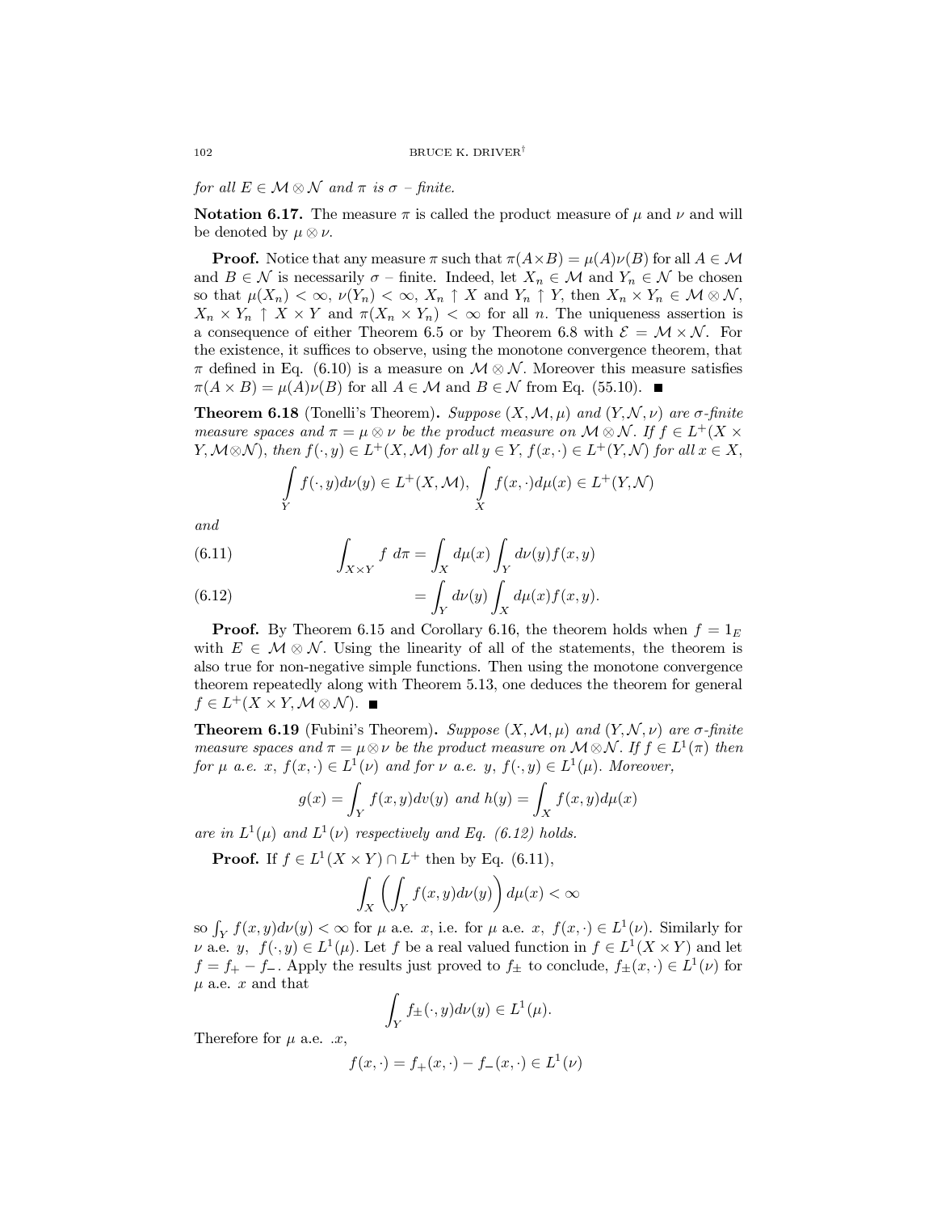*for all $E \in \mathcal{M} \otimes \mathcal{N}$ and $\pi$ is $\sigma$ – finite.*

**Notation 6.17.** The measure $\pi$ is called the product measure of $\mu$ and $\nu$ and will be denoted by $\mu \otimes \nu$.

**Proof.** Notice that any measure $\pi$ such that $\pi(A \times B) = \mu(A)\nu(B)$ for all $A \in \mathcal{M}$ and $B \in \mathcal{N}$ is necessarily $\sigma$ – finite. Indeed, let $X_n \in \mathcal{M}$ and $Y_n \in \mathcal{N}$ be chosen so that $\mu(X_n) < \infty$, $\nu(Y_n) < \infty$, $X_n \uparrow X$ and $Y_n \uparrow Y$, then $X_n \times Y_n \in \mathcal{M} \otimes \mathcal{N}$, $X_n \times Y_n \uparrow X \times Y$ and $\pi(X_n \times Y_n) < \infty$ for all $n$. The uniqueness assertion is a consequence of either Theorem 6.5 or by Theorem 6.8 with $\mathcal{E} = \mathcal{M} \times \mathcal{N}$. For the existence, it suffices to observe, using the monotone convergence theorem, that $\pi$ defined in Eq. (6.10) is a measure on $\mathcal{M} \otimes \mathcal{N}$. Moreover this measure satisfies $\pi(A \times B) = \mu(A)\nu(B)$ for all $A \in \mathcal{M}$ and $B \in \mathcal{N}$ from Eq. (55.10). ■

**Theorem 6.18** (Tonelli's Theorem)**.** *Suppose $(X, \mathcal{M}, \mu)$ and $(Y, \mathcal{N}, \nu)$ are $\sigma$-finite measure spaces and $\pi = \mu \otimes \nu$ be the product measure on $\mathcal{M} \otimes \mathcal{N}$. If $f \in L^+(X \times Y, \mathcal{M} \otimes \mathcal{N})$, then $f(\cdot, y) \in L^+(X, \mathcal{M})$ for all $y \in Y$, $f(x, \cdot) \in L^+(Y, \mathcal{N})$ for all $x \in X$,*

$$\int_Y f(\cdot, y) d\nu(y) \in L^+(X, \mathcal{M}), \ \int_X f(x, \cdot) d\mu(x) \in L^+(Y, \mathcal{N})$$

*and*

$$\int_{X \times Y} f \ d\pi = \int_X d\mu(x) \int_Y d\nu(y) f(x, y) \tag{6.11}$$

$$= \int_Y d\nu(y) \int_X d\mu(x) f(x, y). \tag{6.12}$$

**Proof.** By Theorem 6.15 and Corollary 6.16, the theorem holds when $f = 1_E$ with $E \in \mathcal{M} \otimes \mathcal{N}$. Using the linearity of all of the statements, the theorem is also true for non-negative simple functions. Then using the monotone convergence theorem repeatedly along with Theorem 5.13, one deduces the theorem for general $f \in L^+(X \times Y, \mathcal{M} \otimes \mathcal{N})$. ■

**Theorem 6.19** (Fubini's Theorem)**.** *Suppose $(X, \mathcal{M}, \mu)$ and $(Y, \mathcal{N}, \nu)$ are $\sigma$-finite measure spaces and $\pi = \mu \otimes \nu$ be the product measure on $\mathcal{M} \otimes \mathcal{N}$. If $f \in L^1(\pi)$ then for $\mu$ a.e. $x$, $f(x, \cdot) \in L^1(\nu)$ and for $\nu$ a.e. $y$, $f(\cdot, y) \in L^1(\mu)$. Moreover,*

$$g(x) = \int_Y f(x, y) dv(y) \text{ and } h(y) = \int_X f(x, y) d\mu(x)$$

*are in $L^1(\mu)$ and $L^1(\nu)$ respectively and Eq. (6.12) holds.*

**Proof.** If $f \in L^1(X \times Y) \cap L^+$ then by Eq. (6.11),

$$\int_X \left( \int_Y f(x, y) d\nu(y) \right) d\mu(x) < \infty$$

so $\int_Y f(x, y) d\nu(y) < \infty$ for $\mu$ a.e. $x$, i.e. for $\mu$ a.e. $x$, $f(x, \cdot) \in L^1(\nu)$. Similarly for $\nu$ a.e. $y$, $f(\cdot, y) \in L^1(\mu)$. Let $f$ be a real valued function in $f \in L^1(X \times Y)$ and let $f = f_+ - f_-$. Apply the results just proved to $f_\pm$ to conclude, $f_\pm(x, \cdot) \in L^1(\nu)$ for $\mu$ a.e. $x$ and that

$$\int_Y f_\pm(\cdot, y) d\nu(y) \in L^1(\mu).$$

Therefore for $\mu$ a.e. $.x$,

$$f(x, \cdot) = f_+(x, \cdot) - f_-(x, \cdot) \in L^1(\nu)$$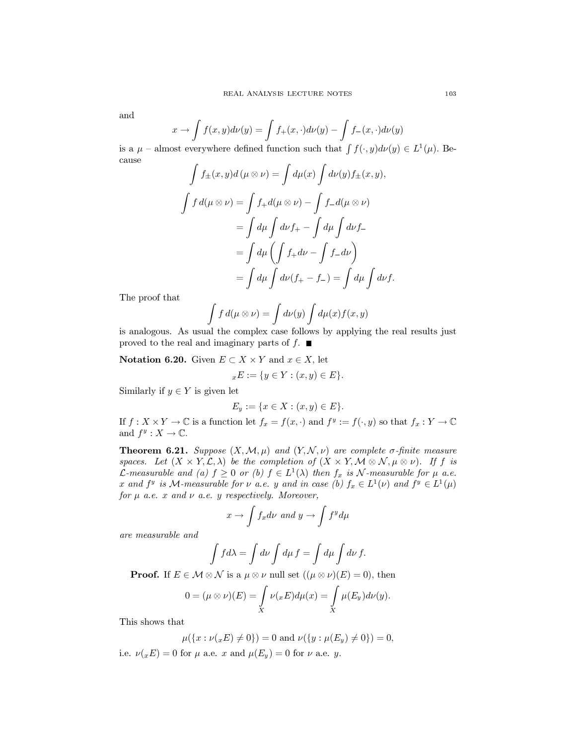and

$$x \to \int f(x,y)d\nu(y) = \int f_+(x,\cdot)d\nu(y) - \int f_-(x,\cdot)d\nu(y)$$

is a $\mu$ – almost everywhere defined function such that $\int f(\cdot,y)d\nu(y) \in L^1(\mu)$. Because

$$\int f_\pm(x,y)d\,(\mu\otimes\nu) = \int d\mu(x)\int d\nu(y)f_\pm(x,y),$$

$$\begin{aligned}
\int f\,d(\mu\otimes\nu) &= \int f_+ d(\mu\otimes\nu) - \int f_- d(\mu\otimes\nu)\\
&= \int d\mu\int d\nu f_+ - \int d\mu \int d\nu f_-\\
&= \int d\mu\left(\int f_+ d\nu - \int f_- d\nu\right)\\
&= \int d\mu\int d\nu(f_+ - f_-) = \int d\mu\int d\nu f.
\end{aligned}$$

The proof that

$$\int f\,d(\mu\otimes\nu) = \int d\nu(y)\int d\mu(x)f(x,y)$$

is analogous. As usual the complex case follows by applying the real results just proved to the real and imaginary parts of $f$. ■

**Notation 6.20.** Given $E\subset X\times Y$ and $x\in X$, let

$${}_xE := \{y\in Y : (x,y)\in E\}.$$

Similarly if $y\in Y$ is given let

$$E_y := \{x\in X : (x,y)\in E\}.$$

If $f : X\times Y\to\mathbb{C}$ is a function let $f_x = f(x,\cdot)$ and $f^y := f(\cdot,y)$ so that $f_x : Y\to\mathbb{C}$ and $f^y : X\to\mathbb{C}$.

**Theorem 6.21.** *Suppose $(X,\mathcal{M},\mu)$ and $(Y,\mathcal{N},\nu)$ are complete $\sigma$-finite measure spaces. Let $(X\times Y,\mathcal{L},\lambda)$ be the completion of $(X\times Y,\mathcal{M}\otimes\mathcal{N},\mu\otimes\nu)$. If $f$ is $\mathcal{L}$-measurable and (a) $f\geq 0$ or (b) $f\in L^1(\lambda)$ then $f_x$ is $\mathcal{N}$-measurable for $\mu$ a.e. $x$ and $f^y$ is $\mathcal{M}$-measurable for $\nu$ a.e. $y$ and in case (b) $f_x\in L^1(\nu)$ and $f^y\in L^1(\mu)$ for $\mu$ a.e. $x$ and $\nu$ a.e. $y$ respectively. Moreover,*

$$x\to\int f_x d\nu \text{ and } y\to\int f^y d\mu$$

*are measurable and*

$$\int f d\lambda = \int d\nu\int d\mu\, f = \int d\mu\int d\nu\, f.$$

**Proof.** If $E\in\mathcal{M}\otimes\mathcal{N}$ is a $\mu\otimes\nu$ null set ($(\mu\otimes\nu)(E) = 0$), then

$$0 = (\mu\otimes\nu)(E) = \int\limits_X \nu({}_xE)d\mu(x) = \int\limits_X \mu(E_y)d\nu(y).$$

This shows that

$$\mu(\{x : \nu({}_xE)\neq 0\}) = 0 \text{ and } \nu(\{y : \mu(E_y)\neq 0\}) = 0,$$

i.e. $\nu({}_xE) = 0$ for $\mu$ a.e. $x$ and $\mu(E_y) = 0$ for $\nu$ a.e. $y$.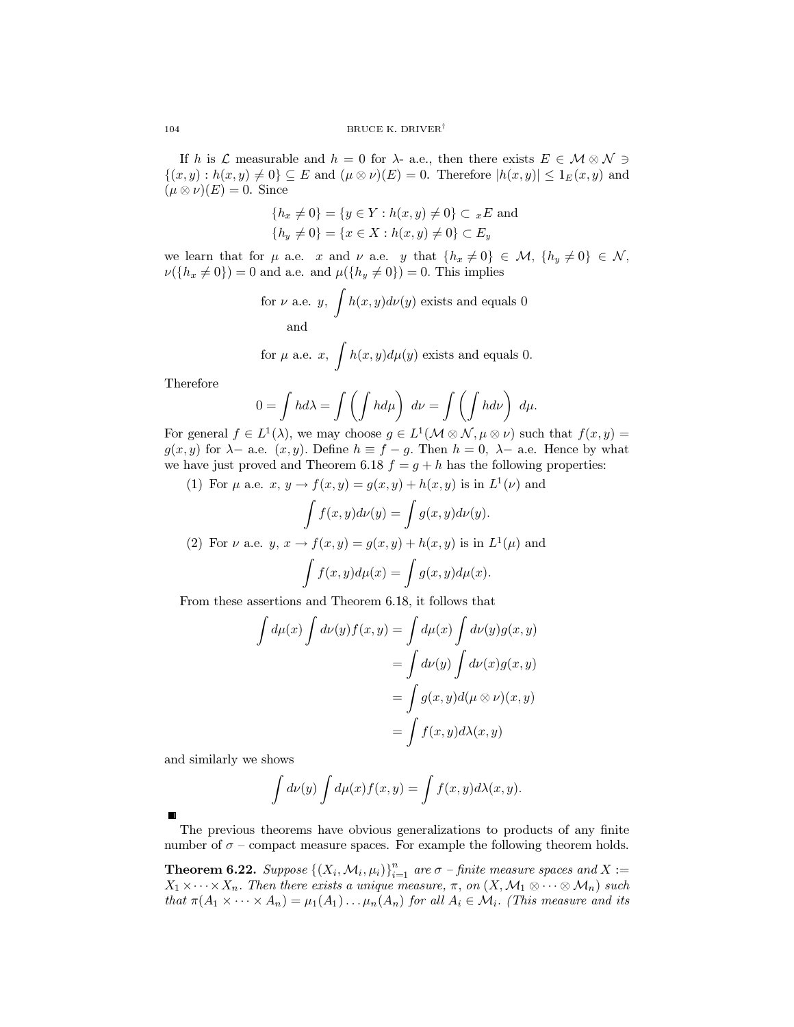If $h$ is $\mathcal{L}$ measurable and $h = 0$ for $\lambda$- a.e., then there exists $E \in \mathcal{M} \otimes \mathcal{N} \ni \{(x,y) : h(x,y) \neq 0\} \subseteq E$ and $(\mu \otimes \nu)(E) = 0$. Therefore $|h(x,y)| \leq 1_E(x,y)$ and $(\mu \otimes \nu)(E) = 0$. Since

$$\{h_x \neq 0\} = \{y \in Y : h(x,y) \neq 0\} \subset {}_xE \text{ and}$$
$$\{h_y \neq 0\} = \{x \in X : h(x,y) \neq 0\} \subset E_y$$

we learn that for $\mu$ a.e. $x$ and $\nu$ a.e. $y$ that $\{h_x \neq 0\} \in \mathcal{M}$, $\{h_y \neq 0\} \in \mathcal{N}$, $\nu(\{h_x \neq 0\}) = 0$ and a.e. and $\mu(\{h_y \neq 0\}) = 0$. This implies

$$\text{for } \nu \text{ a.e. } y, \int h(x,y) d\nu(y) \text{ exists and equals } 0$$
$$\text{and}$$
$$\text{for } \mu \text{ a.e. } x, \int h(x,y) d\mu(y) \text{ exists and equals } 0.$$

Therefore

$$0 = \int h d\lambda = \int \left( \int h d\mu \right) d\nu = \int \left( \int h d\nu \right) d\mu.$$

For general $f \in L^1(\lambda)$, we may choose $g \in L^1(\mathcal{M} \otimes \mathcal{N}, \mu \otimes \nu)$ such that $f(x,y) = g(x,y)$ for $\lambda-$ a.e. $(x,y)$. Define $h \equiv f - g$. Then $h = 0$, $\lambda-$ a.e. Hence by what we have just proved and Theorem 6.18 $f = g + h$ has the following properties:

(1) For $\mu$ a.e. $x$, $y \to f(x,y) = g(x,y) + h(x,y)$ is in $L^1(\nu)$ and
$$\int f(x,y) d\nu(y) = \int g(x,y) d\nu(y).$$

(2) For $\nu$ a.e. $y$, $x \to f(x,y) = g(x,y) + h(x,y)$ is in $L^1(\mu)$ and
$$\int f(x,y) d\mu(x) = \int g(x,y) d\mu(x).$$

From these assertions and Theorem 6.18, it follows that

$$\begin{aligned}
\int d\mu(x) \int d\nu(y) f(x,y) &= \int d\mu(x) \int d\nu(y) g(x,y) \\
&= \int d\nu(y) \int d\nu(x) g(x,y) \\
&= \int g(x,y) d(\mu \otimes \nu)(x,y) \\
&= \int f(x,y) d\lambda(x,y)
\end{aligned}$$

and similarly we shows

$$\int d\nu(y) \int d\mu(x) f(x,y) = \int f(x,y) d\lambda(x,y).$$

■

The previous theorems have obvious generalizations to products of any finite number of $\sigma$ – compact measure spaces. For example the following theorem holds.

**Theorem 6.22.** *Suppose $\{(X_i, \mathcal{M}_i, \mu_i)\}_{i=1}^n$ are $\sigma$ – finite measure spaces and $X := X_1 \times \cdots \times X_n$. Then there exists a unique measure, $\pi$, on $(X, \mathcal{M}_1 \otimes \cdots \otimes \mathcal{M}_n)$ such that $\pi(A_1 \times \cdots \times A_n) = \mu_1(A_1) \ldots \mu_n(A_n)$ for all $A_i \in \mathcal{M}_i$. (This measure and its*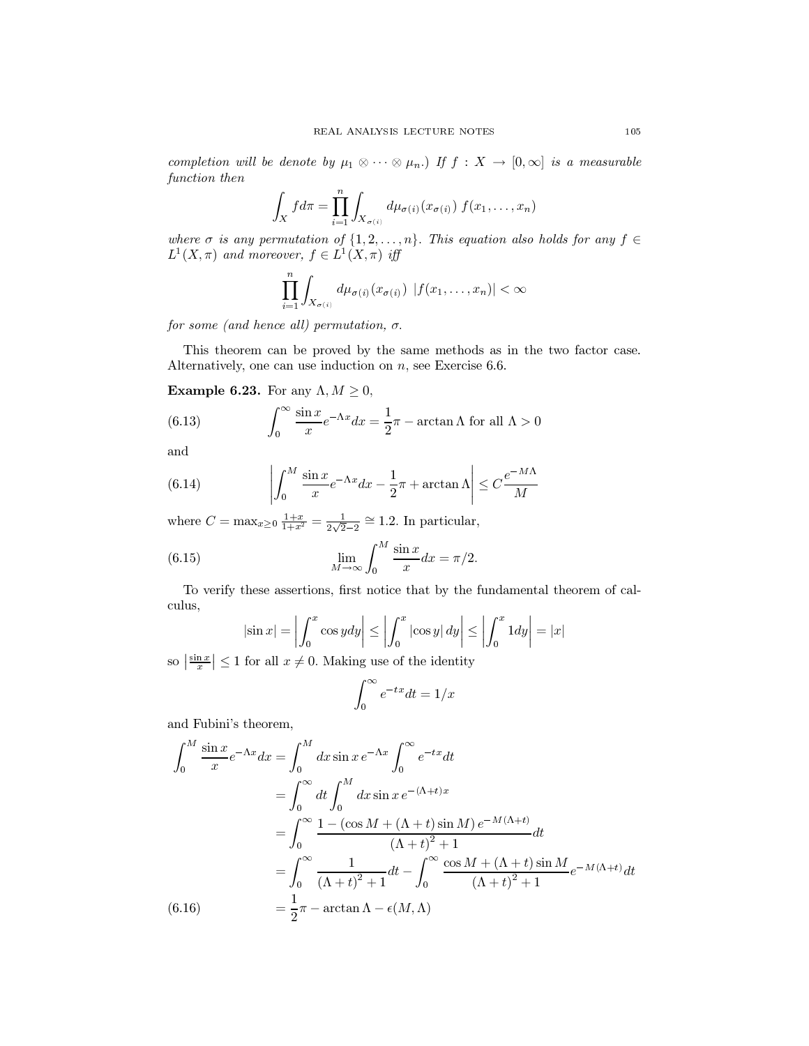*completion will be denote by $\mu_1 \otimes \cdots \otimes \mu_n$.) If $f : X \to [0, \infty]$ is a measurable function then*

$$\int_X f d\pi = \prod_{i=1}^{n} \int_{X_{\sigma(i)}} d\mu_{\sigma(i)}(x_{\sigma(i)})\, f(x_1, \ldots, x_n)$$

*where $\sigma$ is any permutation of $\{1, 2, \ldots, n\}$. This equation also holds for any $f \in L^1(X, \pi)$ and moreover, $f \in L^1(X, \pi)$ iff*

$$\prod_{i=1}^{n} \int_{X_{\sigma(i)}} d\mu_{\sigma(i)}(x_{\sigma(i)})\ |f(x_1, \ldots, x_n)| < \infty$$

*for some (and hence all) permutation, $\sigma$.*

This theorem can be proved by the same methods as in the two factor case. Alternatively, one can use induction on $n$, see Exercise 6.6.

**Example 6.23.** For any $\Lambda, M \geq 0$,

$$\int_0^\infty \frac{\sin x}{x} e^{-\Lambda x} dx = \frac{1}{2}\pi - \arctan \Lambda \text{ for all } \Lambda > 0 \tag{6.13}$$

and

$$\left| \int_0^M \frac{\sin x}{x} e^{-\Lambda x} dx - \frac{1}{2}\pi + \arctan \Lambda \right| \leq C \frac{e^{-M\Lambda}}{M} \tag{6.14}$$

where $C = \max_{x \geq 0} \frac{1+x}{1+x^2} = \frac{1}{2\sqrt{2}-2} \cong 1.2$. In particular,

$$\lim_{M \to \infty} \int_0^M \frac{\sin x}{x} dx = \pi/2. \tag{6.15}$$

To verify these assertions, first notice that by the fundamental theorem of calculus,

$$|\sin x| = \left| \int_0^x \cos y dy \right| \leq \left| \int_0^x |\cos y|\, dy \right| \leq \left| \int_0^x 1 dy \right| = |x|$$

so $\left|\frac{\sin x}{x}\right| \leq 1$ for all $x \neq 0$. Making use of the identity

$$\int_0^\infty e^{-tx} dt = 1/x$$

and Fubini's theorem,

$$\begin{aligned}
\int_0^M \frac{\sin x}{x} e^{-\Lambda x} dx &= \int_0^M dx \sin x\, e^{-\Lambda x} \int_0^\infty e^{-tx} dt \\
&= \int_0^\infty dt \int_0^M dx \sin x\, e^{-(\Lambda + t)x} \\
&= \int_0^\infty \frac{1 - (\cos M + (\Lambda + t) \sin M)\, e^{-M(\Lambda + t)}}{(\Lambda + t)^2 + 1} dt \\
&= \int_0^\infty \frac{1}{(\Lambda + t)^2 + 1} dt - \int_0^\infty \frac{\cos M + (\Lambda + t) \sin M}{(\Lambda + t)^2 + 1} e^{-M(\Lambda + t)} dt \\
&= \frac{1}{2}\pi - \arctan \Lambda - \epsilon(M, \Lambda)
\end{aligned} \tag{6.16}$$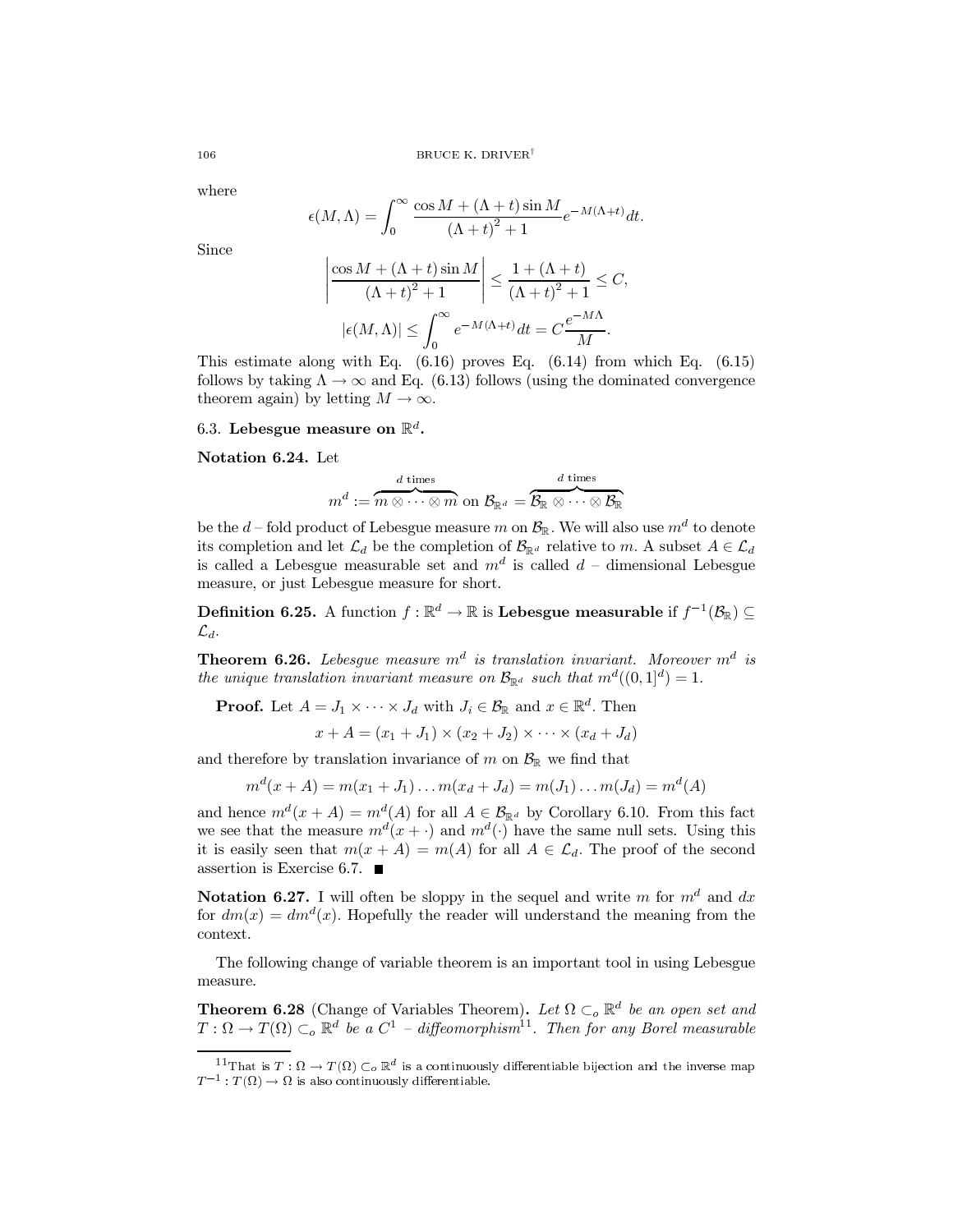where

$$\epsilon(M,\Lambda) = \int_0^\infty \frac{\cos M + (\Lambda + t)\sin M}{(\Lambda+t)^2 + 1} e^{-M(\Lambda+t)} dt.$$

Since

$$\left| \frac{\cos M + (\Lambda + t)\sin M}{(\Lambda+t)^2 + 1} \right| \le \frac{1 + (\Lambda+t)}{(\Lambda+t)^2+1} \le C,$$

$$|\epsilon(M,\Lambda)| \le \int_0^\infty e^{-M(\Lambda+t)} dt = C\frac{e^{-M\Lambda}}{M}.$$

This estimate along with Eq. (6.16) proves Eq. (6.14) from which Eq. (6.15) follows by taking $\Lambda \to \infty$ and Eq. (6.13) follows (using the dominated convergence theorem again) by letting $M \to \infty$.

### 6.3. Lebesgue measure on $\mathbb{R}^d$.

**Notation 6.24.** Let

$$m^d := \overbrace{m \otimes \cdots \otimes m}^{d \text{ times}} \text{ on } \mathcal{B}_{\mathbb{R}^d} = \overbrace{\mathcal{B}_{\mathbb{R}} \otimes \cdots \otimes \mathcal{B}_{\mathbb{R}}}^{d \text{ times}}$$

be the $d$ – fold product of Lebesgue measure $m$ on $\mathcal{B}_{\mathbb{R}}$. We will also use $m^d$ to denote its completion and let $\mathcal{L}_d$ be the completion of $\mathcal{B}_{\mathbb{R}^d}$ relative to $m$. A subset $A \in \mathcal{L}_d$ is called a Lebesgue measurable set and $m^d$ is called $d$ – dimensional Lebesgue measure, or just Lebesgue measure for short.

**Definition 6.25.** A function $f : \mathbb{R}^d \to \mathbb{R}$ is **Lebesgue measurable** if $f^{-1}(\mathcal{B}_{\mathbb{R}}) \subseteq \mathcal{L}_d$.

**Theorem 6.26.** *Lebesgue measure $m^d$ is translation invariant. Moreover $m^d$ is the unique translation invariant measure on $\mathcal{B}_{\mathbb{R}^d}$ such that $m^d((0,1]^d) = 1$.*

**Proof.** Let $A = J_1 \times \cdots \times J_d$ with $J_i \in \mathcal{B}_{\mathbb{R}}$ and $x \in \mathbb{R}^d$. Then

$$x + A = (x_1 + J_1) \times (x_2 + J_2) \times \cdots \times (x_d + J_d)$$

and therefore by translation invariance of $m$ on $\mathcal{B}_{\mathbb{R}}$ we find that

$$m^d(x + A) = m(x_1 + J_1) \ldots m(x_d + J_d) = m(J_1) \ldots m(J_d) = m^d(A)$$

and hence $m^d(x + A) = m^d(A)$ for all $A \in \mathcal{B}_{\mathbb{R}^d}$ by Corollary 6.10. From this fact we see that the measure $m^d(x + \cdot)$ and $m^d(\cdot)$ have the same null sets. Using this it is easily seen that $m(x + A) = m(A)$ for all $A \in \mathcal{L}_d$. The proof of the second assertion is Exercise 6.7. ■

**Notation 6.27.** I will often be sloppy in the sequel and write $m$ for $m^d$ and $dx$ for $dm(x) = dm^d(x)$. Hopefully the reader will understand the meaning from the context.

The following change of variable theorem is an important tool in using Lebesgue measure.

**Theorem 6.28** (Change of Variables Theorem)**.** *Let $\Omega \subset_o \mathbb{R}^d$ be an open set and $T : \Omega \to T(\Omega) \subset_o \mathbb{R}^d$ be a $C^1$ – diffeomorphism*[11]*. Then for any Borel measurable*

[11] That is $T : \Omega \to T(\Omega) \subset_o \mathbb{R}^d$ is a continuously differentiable bijection and the inverse map $T^{-1} : T(\Omega) \to \Omega$ is also continuously differentiable.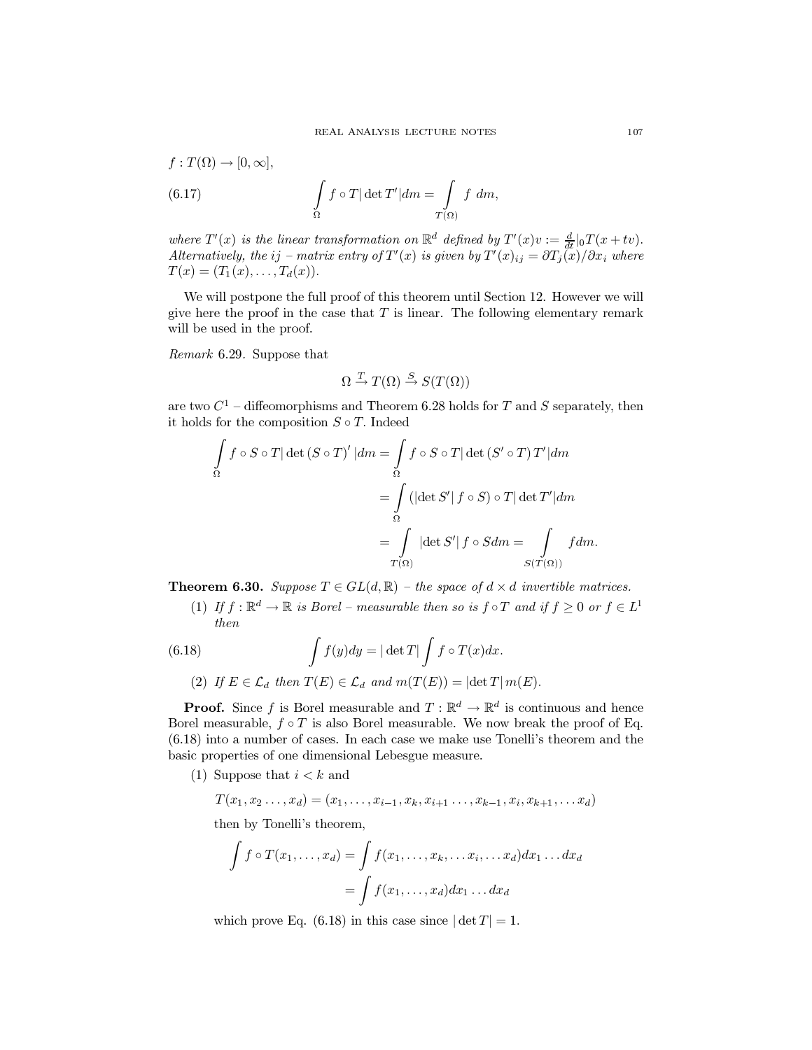$f : T(\Omega) \to [0, \infty]$,

$$\int_{\Omega} f \circ T |\det T'| dm = \int_{T(\Omega)} f \; dm, \tag{6.17}$$

*where $T'(x)$ is the linear transformation on $\mathbb{R}^d$ defined by $T'(x)v := \frac{d}{dt}|_0 T(x + tv)$. Alternatively, the $ij$ – matrix entry of $T'(x)$ is given by $T'(x)_{ij} = \partial T_j(x)/\partial x_i$ where $T(x) = (T_1(x), \ldots, T_d(x))$.*

We will postpone the full proof of this theorem until Section 12. However we will give here the proof in the case that $T$ is linear. The following elementary remark will be used in the proof.

*Remark* 6.29. Suppose that

$$\Omega \xrightarrow{T} T(\Omega) \xrightarrow{S} S(T(\Omega))$$

are two $C^1$ – diffeomorphisms and Theorem 6.28 holds for $T$ and $S$ separately, then it holds for the composition $S \circ T$. Indeed

$$\begin{aligned}
\int_{\Omega} f \circ S \circ T |\det (S \circ T)'| dm &= \int_{\Omega} f \circ S \circ T |\det (S' \circ T) T'| dm \\
&= \int_{\Omega} (|\det S'| f \circ S) \circ T |\det T'| dm \\
&= \int_{T(\Omega)} |\det S'| f \circ S dm = \int_{S(T(\Omega))} f dm.
\end{aligned}$$

**Theorem 6.30.** *Suppose $T \in GL(d, \mathbb{R})$ – the space of $d \times d$ invertible matrices.*

1. *If $f : \mathbb{R}^d \to \mathbb{R}$ is Borel – measurable then so is $f \circ T$ and if $f \geq 0$ or $f \in L^1$ then*

$$\int f(y) dy = |\det T| \int f \circ T(x) dx. \tag{6.18}$$

2. *If $E \in \mathcal{L}_d$ then $T(E) \in \mathcal{L}_d$ and $m(T(E)) = |\det T| \, m(E)$.*

**Proof.** Since $f$ is Borel measurable and $T : \mathbb{R}^d \to \mathbb{R}^d$ is continuous and hence Borel measurable, $f \circ T$ is also Borel measurable. We now break the proof of Eq. (6.18) into a number of cases. In each case we make use Tonelli's theorem and the basic properties of one dimensional Lebesgue measure.

1. Suppose that $i < k$ and

$$T(x_1, x_2 \ldots, x_d) = (x_1, \ldots, x_{i-1}, x_k, x_{i+1} \ldots, x_{k-1}, x_i, x_{k+1}, \ldots x_d)$$

then by Tonelli's theorem,

$$\begin{aligned}
\int f \circ T(x_1, \ldots, x_d) &= \int f(x_1, \ldots, x_k, \ldots x_i, \ldots x_d) dx_1 \ldots dx_d \\
&= \int f(x_1, \ldots, x_d) dx_1 \ldots dx_d
\end{aligned}$$

which prove Eq. (6.18) in this case since $|\det T| = 1$.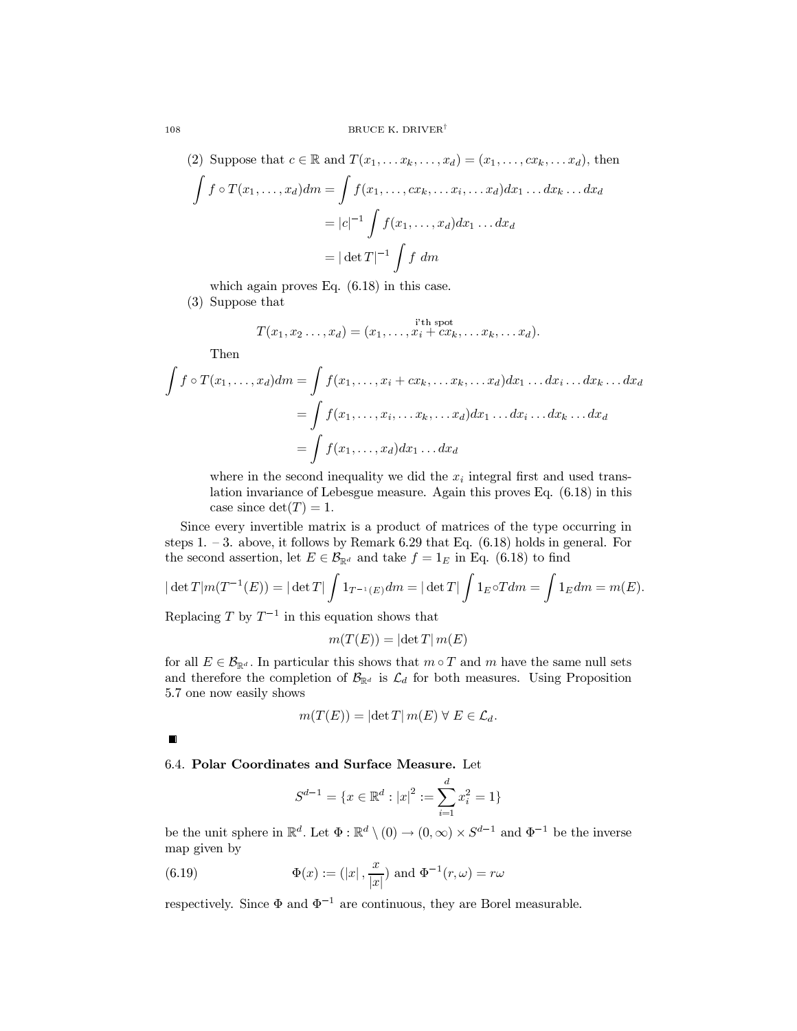(2) Suppose that $c \in \mathbb{R}$ and $T(x_1, \dots x_k, \dots, x_d) = (x_1, \dots, cx_k, \dots x_d)$, then

$$\begin{aligned}
\int f \circ T(x_1, \dots, x_d) dm &= \int f(x_1, \dots, cx_k, \dots x_i, \dots x_d) dx_1 \dots dx_k \dots dx_d \\
&= |c|^{-1} \int f(x_1, \dots, x_d) dx_1 \dots dx_d \\
&= |\det T|^{-1} \int f \; dm
\end{aligned}$$

which again proves Eq. (6.18) in this case.

(3) Suppose that

$$T(x_1, x_2 \dots, x_d) = (x_1, \dots, \overset{\text{i'th spot}}{x_i + cx_k}, \dots x_k, \dots x_d).$$

Then

$$\begin{aligned}
\int f \circ T(x_1, \dots, x_d) dm &= \int f(x_1, \dots, x_i + cx_k, \dots x_k, \dots x_d) dx_1 \dots dx_i \dots dx_k \dots dx_d \\
&= \int f(x_1, \dots, x_i, \dots x_k, \dots x_d) dx_1 \dots dx_i \dots dx_k \dots dx_d \\
&= \int f(x_1, \dots, x_d) dx_1 \dots dx_d
\end{aligned}$$

where in the second inequality we did the $x_i$ integral first and used translation invariance of Lebesgue measure. Again this proves Eq. (6.18) in this case since $\det(T) = 1$.

Since every invertible matrix is a product of matrices of the type occurring in steps 1. – 3. above, it follows by Remark 6.29 that Eq. (6.18) holds in general. For the second assertion, let $E \in \mathcal{B}_{\mathbb{R}^d}$ and take $f = 1_E$ in Eq. (6.18) to find

$$|\det T| m(T^{-1}(E)) = |\det T| \int 1_{T^{-1}(E)} dm = |\det T| \int 1_E \circ T dm = \int 1_E dm = m(E).$$

Replacing $T$ by $T^{-1}$ in this equation shows that

$$m(T(E)) = |\det T| \, m(E)$$

for all $E \in \mathcal{B}_{\mathbb{R}^d}$. In particular this shows that $m \circ T$ and $m$ have the same null sets and therefore the completion of $\mathcal{B}_{\mathbb{R}^d}$ is $\mathcal{L}_d$ for both measures. Using Proposition 5.7 one now easily shows

$$m(T(E)) = |\det T| \, m(E) \; \forall \; E \in \mathcal{L}_d.$$

■

6.4. **Polar Coordinates and Surface Measure.** Let

$$S^{d-1} = \{x \in \mathbb{R}^d : |x|^2 := \sum_{i=1}^d x_i^2 = 1\}$$

be the unit sphere in $\mathbb{R}^d$. Let $\Phi : \mathbb{R}^d \setminus (0) \to (0, \infty) \times S^{d-1}$ and $\Phi^{-1}$ be the inverse map given by

$$\Phi(x) := (|x|, \frac{x}{|x|}) \text{ and } \Phi^{-1}(r, \omega) = r\omega \tag{6.19}$$

respectively. Since $\Phi$ and $\Phi^{-1}$ are continuous, they are Borel measurable.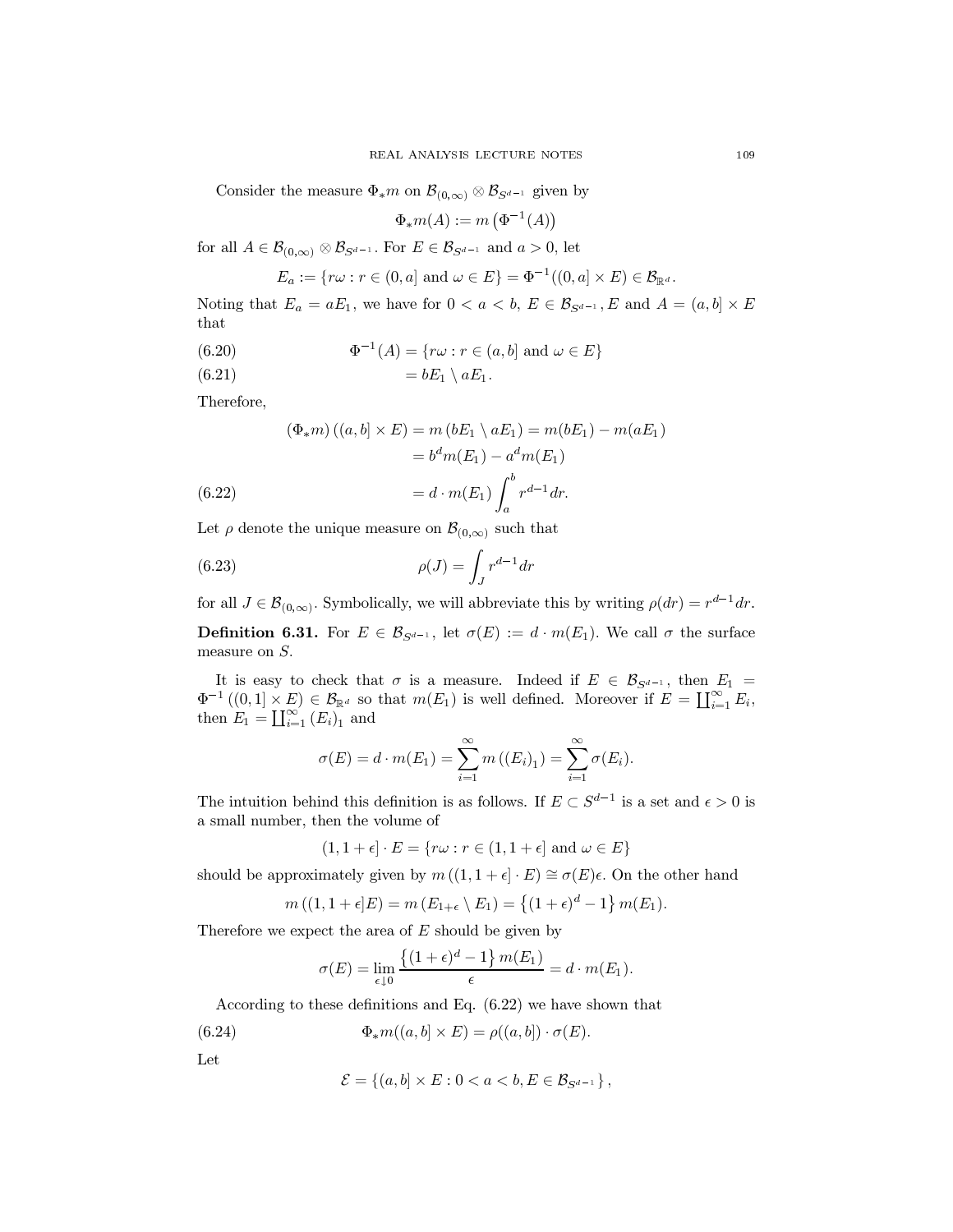Consider the measure $\Phi_* m$ on $\mathcal{B}_{(0,\infty)} \otimes \mathcal{B}_{S^{d-1}}$ given by

$$\Phi_* m(A) := m\left(\Phi^{-1}(A)\right)$$

for all $A \in \mathcal{B}_{(0,\infty)} \otimes \mathcal{B}_{S^{d-1}}$. For $E \in \mathcal{B}_{S^{d-1}}$ and $a > 0$, let

$$E_a := \{r\omega : r \in (0, a] \text{ and } \omega \in E\} = \Phi^{-1}((0, a] \times E) \in \mathcal{B}_{\mathbb{R}^d}.$$

Noting that $E_a = aE_1$, we have for $0 < a < b$, $E \in \mathcal{B}_{S^{d-1}}, E$ and $A = (a, b] \times E$ that

$$\Phi^{-1}(A) = \{r\omega : r \in (a, b] \text{ and } \omega \in E\} \tag{6.20}$$

$$= bE_1 \setminus aE_1. \tag{6.21}$$

Therefore,

$$\begin{aligned}(\Phi_* m)\left((a, b] \times E\right) &= m\left(bE_1 \setminus aE_1\right) = m(bE_1) - m(aE_1) \\ &= b^d m(E_1) - a^d m(E_1) \\ &= d \cdot m(E_1) \int_a^b r^{d-1} dr. \end{aligned} \tag{6.22}$$

Let $\rho$ denote the unique measure on $\mathcal{B}_{(0,\infty)}$ such that

$$\rho(J) = \int_J r^{d-1} dr \tag{6.23}$$

for all $J \in \mathcal{B}_{(0,\infty)}$. Symbolically, we will abbreviate this by writing $\rho(dr) = r^{d-1}dr$.

**Definition 6.31.** For $E \in \mathcal{B}_{S^{d-1}}$, let $\sigma(E) := d \cdot m(E_1)$. We call $\sigma$ the surface measure on $S$.

It is easy to check that $\sigma$ is a measure. Indeed if $E \in \mathcal{B}_{S^{d-1}}$, then $E_1 = \Phi^{-1}\left((0, 1] \times E\right) \in \mathcal{B}_{\mathbb{R}^d}$ so that $m(E_1)$ is well defined. Moreover if $E = \coprod_{i=1}^{\infty} E_i$, then $E_1 = \coprod_{i=1}^{\infty} (E_i)_1$ and

$$\sigma(E) = d \cdot m(E_1) = \sum_{i=1}^{\infty} m\left((E_i)_1\right) = \sum_{i=1}^{\infty} \sigma(E_i).$$

The intuition behind this definition is as follows. If $E \subset S^{d-1}$ is a set and $\epsilon > 0$ is a small number, then the volume of

$$(1, 1 + \epsilon] \cdot E = \{r\omega : r \in (1, 1 + \epsilon] \text{ and } \omega \in E\}$$

should be approximately given by $m\left((1, 1 + \epsilon] \cdot E\right) \cong \sigma(E)\epsilon$. On the other hand

$$m\left((1, 1 + \epsilon]E\right) = m\left(E_{1+\epsilon} \setminus E_1\right) = \left\{(1 + \epsilon)^d - 1\right\} m(E_1).$$

Therefore we expect the area of $E$ should be given by

$$\sigma(E) = \lim_{\epsilon \downarrow 0} \frac{\left\{(1 + \epsilon)^d - 1\right\} m(E_1)}{\epsilon} = d \cdot m(E_1).$$

According to these definitions and Eq. (6.22) we have shown that

$$\Phi_* m((a, b] \times E) = \rho((a, b]) \cdot \sigma(E). \tag{6.24}$$

Let

$$\mathcal{E} = \left\{(a, b] \times E : 0 < a < b, E \in \mathcal{B}_{S^{d-1}}\right\},$$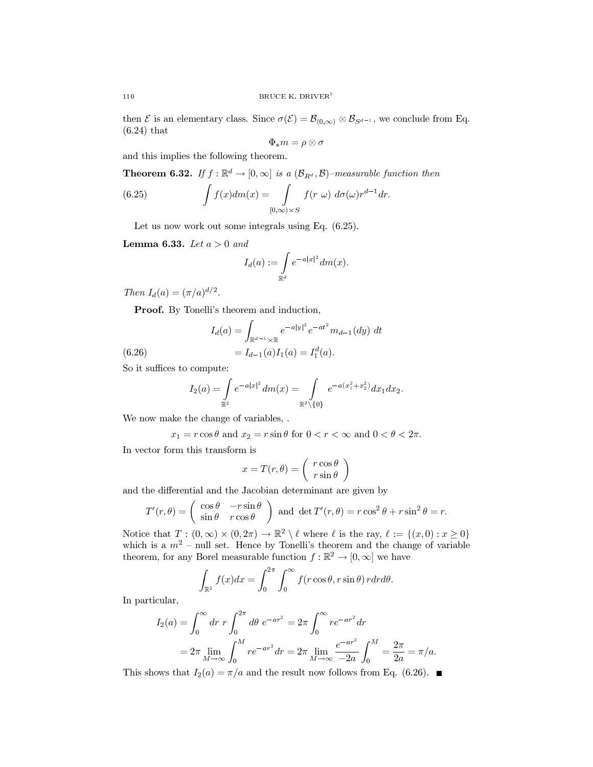then $\mathcal{E}$ is an elementary class. Since $\sigma(\mathcal{E}) = \mathcal{B}_{(0,\infty)} \otimes \mathcal{B}_{S^{d-1}}$, we conclude from Eq. (6.24) that

$$\Phi_* m = \rho \otimes \sigma$$

and this implies the following theorem.

**Theorem 6.32.** *If $f : \mathbb{R}^d \to [0, \infty]$ is a $(\mathcal{B}_{R^d}, \mathcal{B})$–measurable function then*

$$\int f(x) dm(x) = \int\limits_{[0,\infty)\times S} f(r\ \omega)\ d\sigma(\omega) r^{d-1} dr. \tag{6.25}$$

Let us now work out some integrals using Eq. (6.25).

**Lemma 6.33.** *Let $a > 0$ and*

$$I_d(a) := \int\limits_{\mathbb{R}^d} e^{-a|x|^2} dm(x).$$

*Then $I_d(a) = (\pi/a)^{d/2}$.*

**Proof.** By Tonelli's theorem and induction,

$$\begin{aligned} I_d(a) &= \int_{\mathbb{R}^{d-1}\times\mathbb{R}} e^{-a|y|^2} e^{-at^2} m_{d-1}(dy)\ dt \\ &= I_{d-1}(a) I_1(a) = I_1^d(a). \end{aligned} \tag{6.26}$$

So it suffices to compute:

$$I_2(a) = \int\limits_{\mathbb{R}^2} e^{-a|x|^2} dm(x) = \int\limits_{\mathbb{R}^2\setminus\{0\}} e^{-a(x_1^2+x_2^2)} dx_1 dx_2.$$

We now make the change of variables, .

$$x_1 = r\cos\theta \text{ and } x_2 = r\sin\theta \text{ for } 0 < r < \infty \text{ and } 0 < \theta < 2\pi.$$

In vector form this transform is

$$x = T(r,\theta) = \begin{pmatrix} r\cos\theta \\ r\sin\theta \end{pmatrix}$$

and the differential and the Jacobian determinant are given by

$$T'(r,\theta) = \begin{pmatrix} \cos\theta & -r\sin\theta \\ \sin\theta & r\cos\theta \end{pmatrix} \text{ and } \det T'(r,\theta) = r\cos^2\theta + r\sin^2\theta = r.$$

Notice that $T : (0,\infty)\times(0,2\pi) \to \mathbb{R}^2 \setminus \ell$ where $\ell$ is the ray, $\ell := \{(x,0) : x \geq 0\}$ which is a $m^2$ – null set. Hence by Tonelli's theorem and the change of variable theorem, for any Borel measurable function $f : \mathbb{R}^2 \to [0,\infty]$ we have

$$\int_{\mathbb{R}^2} f(x) dx = \int_0^{2\pi} \int_0^\infty f(r\cos\theta, r\sin\theta)\, r dr d\theta.$$

In particular,

$$\begin{aligned} I_2(a) &= \int_0^\infty dr\ r \int_0^{2\pi} d\theta\ e^{-ar^2} = 2\pi \int_0^\infty r e^{-ar^2} dr \\ &= 2\pi \lim_{M\to\infty} \int_0^M r e^{-ar^2} dr = 2\pi \lim_{M\to\infty} \frac{e^{-ar^2}}{-2a} \int_0^M = \frac{2\pi}{2a} = \pi/a. \end{aligned}$$

This shows that $I_2(a) = \pi/a$ and the result now follows from Eq. (6.26). ■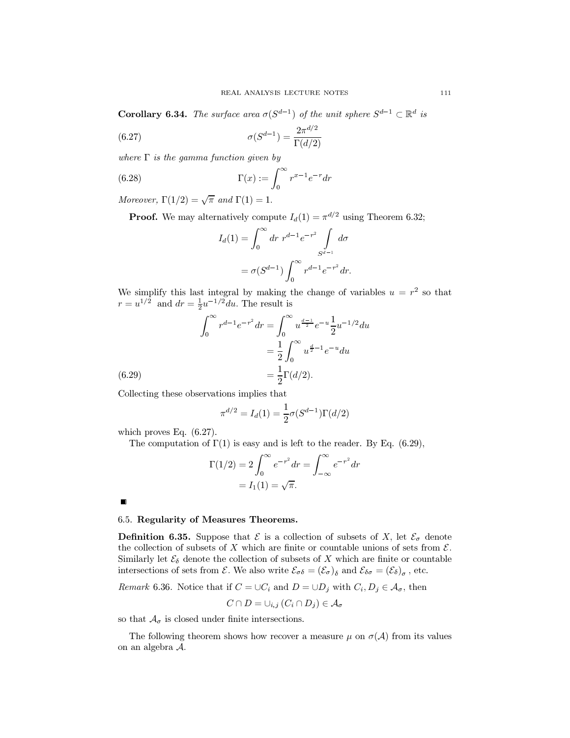**Corollary 6.34.** *The surface area $\sigma(S^{d-1})$ of the unit sphere $S^{d-1} \subset \mathbb{R}^d$ is*

$$\sigma(S^{d-1}) = \frac{2\pi^{d/2}}{\Gamma(d/2)} \tag{6.27}$$

*where $\Gamma$ is the gamma function given by*

$$\Gamma(x) := \int_0^\infty r^{x-1} e^{-r} dr \tag{6.28}$$

*Moreover, $\Gamma(1/2) = \sqrt{\pi}$ and $\Gamma(1) = 1$.*

**Proof.** We may alternatively compute $I_d(1) = \pi^{d/2}$ using Theorem 6.32;

$$\begin{aligned} I_d(1) &= \int_0^\infty dr\ r^{d-1} e^{-r^2} \int_{S^{d-1}} d\sigma \\ &= \sigma(S^{d-1}) \int_0^\infty r^{d-1} e^{-r^2} dr. \end{aligned}$$

We simplify this last integral by making the change of variables $u = r^2$ so that $r = u^{1/2}$ and $dr = \frac{1}{2} u^{-1/2} du$. The result is

$$\begin{aligned} \int_0^\infty r^{d-1} e^{-r^2} dr &= \int_0^\infty u^{\frac{d-1}{2}} e^{-u} \frac{1}{2} u^{-1/2} du \\ &= \frac{1}{2} \int_0^\infty u^{\frac{d}{2}-1} e^{-u} du \\ &= \frac{1}{2} \Gamma(d/2). \end{aligned} \tag{6.29}$$

Collecting these observations implies that

$$\pi^{d/2} = I_d(1) = \frac{1}{2} \sigma(S^{d-1}) \Gamma(d/2)$$

which proves Eq. (6.27).

The computation of $\Gamma(1)$ is easy and is left to the reader. By Eq. (6.29),

$$\begin{aligned} \Gamma(1/2) &= 2 \int_0^\infty e^{-r^2} dr = \int_{-\infty}^\infty e^{-r^2} dr \\ &= I_1(1) = \sqrt{\pi}. \end{aligned}$$

■

### 6.5. Regularity of Measures Theorems.

**Definition 6.35.** Suppose that $\mathcal{E}$ is a collection of subsets of $X$, let $\mathcal{E}_\sigma$ denote the collection of subsets of $X$ which are finite or countable unions of sets from $\mathcal{E}$. Similarly let $\mathcal{E}_\delta$ denote the collection of subsets of $X$ which are finite or countable intersections of sets from $\mathcal{E}$. We also write $\mathcal{E}_{\sigma\delta} = (\mathcal{E}_\sigma)_\delta$ and $\mathcal{E}_{\delta\sigma} = (\mathcal{E}_\delta)_\sigma$ , etc.

*Remark* 6.36. Notice that if $C = \cup C_i$ and $D = \cup D_j$ with $C_i, D_j \in \mathcal{A}_\sigma$, then

$$C \cap D = \cup_{i,j} (C_i \cap D_j) \in \mathcal{A}_\sigma$$

so that $\mathcal{A}_\sigma$ is closed under finite intersections.

The following theorem shows how recover a measure $\mu$ on $\sigma(\mathcal{A})$ from its values on an algebra $\mathcal{A}$.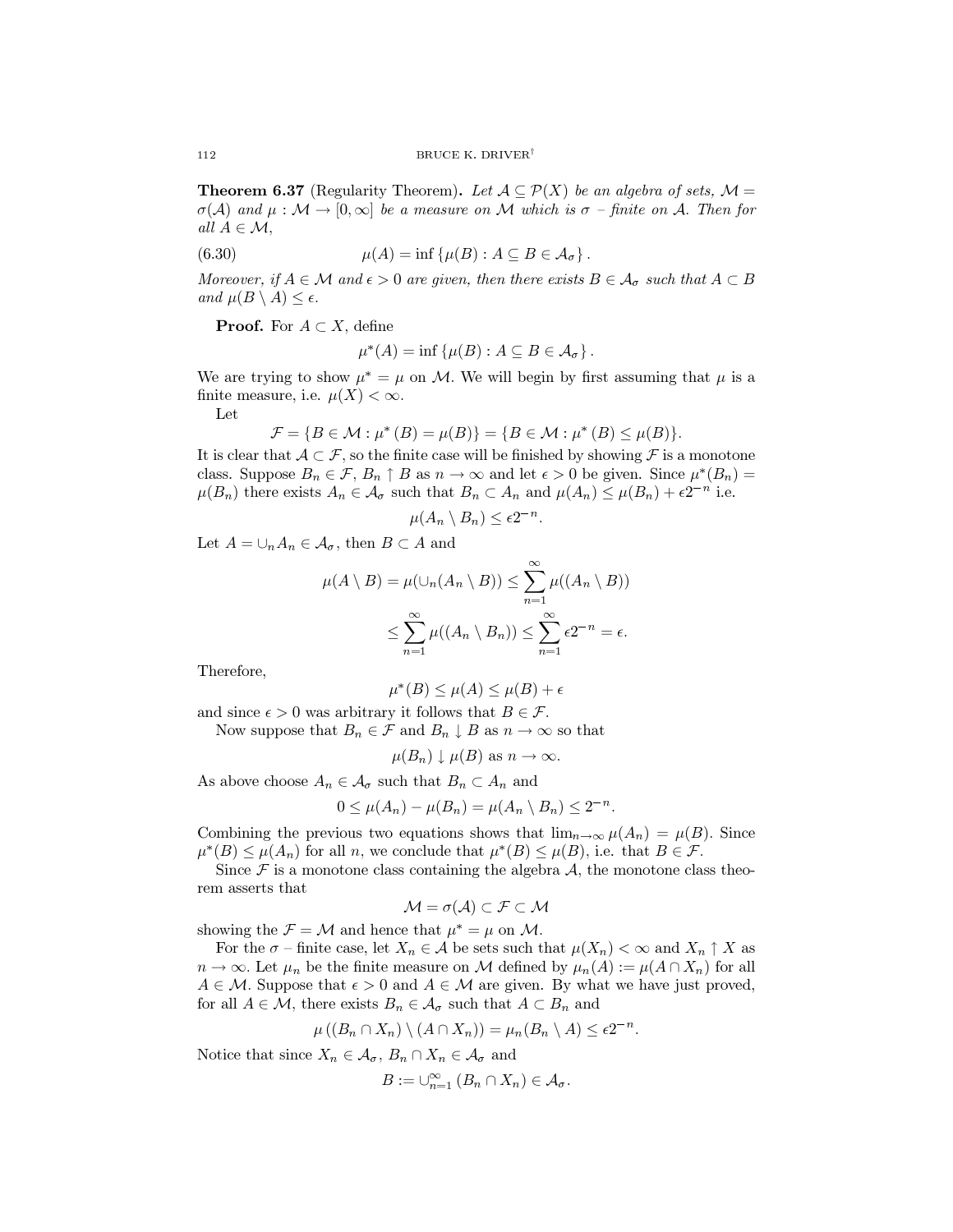**Theorem 6.37** (Regularity Theorem)**.** *Let $\mathcal{A} \subseteq \mathcal{P}(X)$ be an algebra of sets, $\mathcal{M} = \sigma(\mathcal{A})$ and $\mu : \mathcal{M} \to [0, \infty]$ be a measure on $\mathcal{M}$ which is $\sigma$ – finite on $\mathcal{A}$. Then for all $A \in \mathcal{M}$,*

$$\mu(A) = \inf \{\mu(B) : A \subseteq B \in \mathcal{A}_\sigma\}. \tag{6.30}$$

*Moreover, if $A \in \mathcal{M}$ and $\epsilon > 0$ are given, then there exists $B \in \mathcal{A}_\sigma$ such that $A \subset B$ and $\mu(B \setminus A) \leq \epsilon$.*

**Proof.** For $A \subset X$, define

$$\mu^*(A) = \inf \{\mu(B) : A \subseteq B \in \mathcal{A}_\sigma\}.$$

We are trying to show $\mu^* = \mu$ on $\mathcal{M}$. We will begin by first assuming that $\mu$ is a finite measure, i.e. $\mu(X) < \infty$.

Let

$$\mathcal{F} = \{B \in \mathcal{M} : \mu^*(B) = \mu(B)\} = \{B \in \mathcal{M} : \mu^*(B) \leq \mu(B)\}.$$

It is clear that $\mathcal{A} \subset \mathcal{F}$, so the finite case will be finished by showing $\mathcal{F}$ is a monotone class. Suppose $B_n \in \mathcal{F}$, $B_n \uparrow B$ as $n \to \infty$ and let $\epsilon > 0$ be given. Since $\mu^*(B_n) = \mu(B_n)$ there exists $A_n \in \mathcal{A}_\sigma$ such that $B_n \subset A_n$ and $\mu(A_n) \leq \mu(B_n) + \epsilon 2^{-n}$ i.e.

$$\mu(A_n \setminus B_n) \leq \epsilon 2^{-n}.$$

Let $A = \cup_n A_n \in \mathcal{A}_\sigma$, then $B \subset A$ and

$$\mu(A \setminus B) = \mu(\cup_n (A_n \setminus B)) \leq \sum_{n=1}^{\infty} \mu((A_n \setminus B))$$

$$\leq \sum_{n=1}^{\infty} \mu((A_n \setminus B_n)) \leq \sum_{n=1}^{\infty} \epsilon 2^{-n} = \epsilon.$$

Therefore,

$$\mu^*(B) \leq \mu(A) \leq \mu(B) + \epsilon$$

and since $\epsilon > 0$ was arbitrary it follows that $B \in \mathcal{F}$.

Now suppose that $B_n \in \mathcal{F}$ and $B_n \downarrow B$ as $n \to \infty$ so that

$$\mu(B_n) \downarrow \mu(B) \text{ as } n \to \infty.$$

As above choose $A_n \in \mathcal{A}_\sigma$ such that $B_n \subset A_n$ and

$$0 \leq \mu(A_n) - \mu(B_n) = \mu(A_n \setminus B_n) \leq 2^{-n}.$$

Combining the previous two equations shows that $\lim_{n\to\infty} \mu(A_n) = \mu(B)$. Since $\mu^*(B) \leq \mu(A_n)$ for all $n$, we conclude that $\mu^*(B) \leq \mu(B)$, i.e. that $B \in \mathcal{F}$.

Since $\mathcal{F}$ is a monotone class containing the algebra $\mathcal{A}$, the monotone class theorem asserts that

$$\mathcal{M} = \sigma(\mathcal{A}) \subset \mathcal{F} \subset \mathcal{M}$$

showing the $\mathcal{F} = \mathcal{M}$ and hence that $\mu^* = \mu$ on $\mathcal{M}$.

For the $\sigma$ – finite case, let $X_n \in \mathcal{A}$ be sets such that $\mu(X_n) < \infty$ and $X_n \uparrow X$ as $n \to \infty$. Let $\mu_n$ be the finite measure on $\mathcal{M}$ defined by $\mu_n(A) := \mu(A \cap X_n)$ for all $A \in \mathcal{M}$. Suppose that $\epsilon > 0$ and $A \in \mathcal{M}$ are given. By what we have just proved, for all $A \in \mathcal{M}$, there exists $B_n \in \mathcal{A}_\sigma$ such that $A \subset B_n$ and

$$\mu((B_n \cap X_n) \setminus (A \cap X_n)) = \mu_n(B_n \setminus A) \leq \epsilon 2^{-n}.$$

Notice that since $X_n \in \mathcal{A}_\sigma$, $B_n \cap X_n \in \mathcal{A}_\sigma$ and

$$B := \cup_{n=1}^{\infty} (B_n \cap X_n) \in \mathcal{A}_\sigma.$$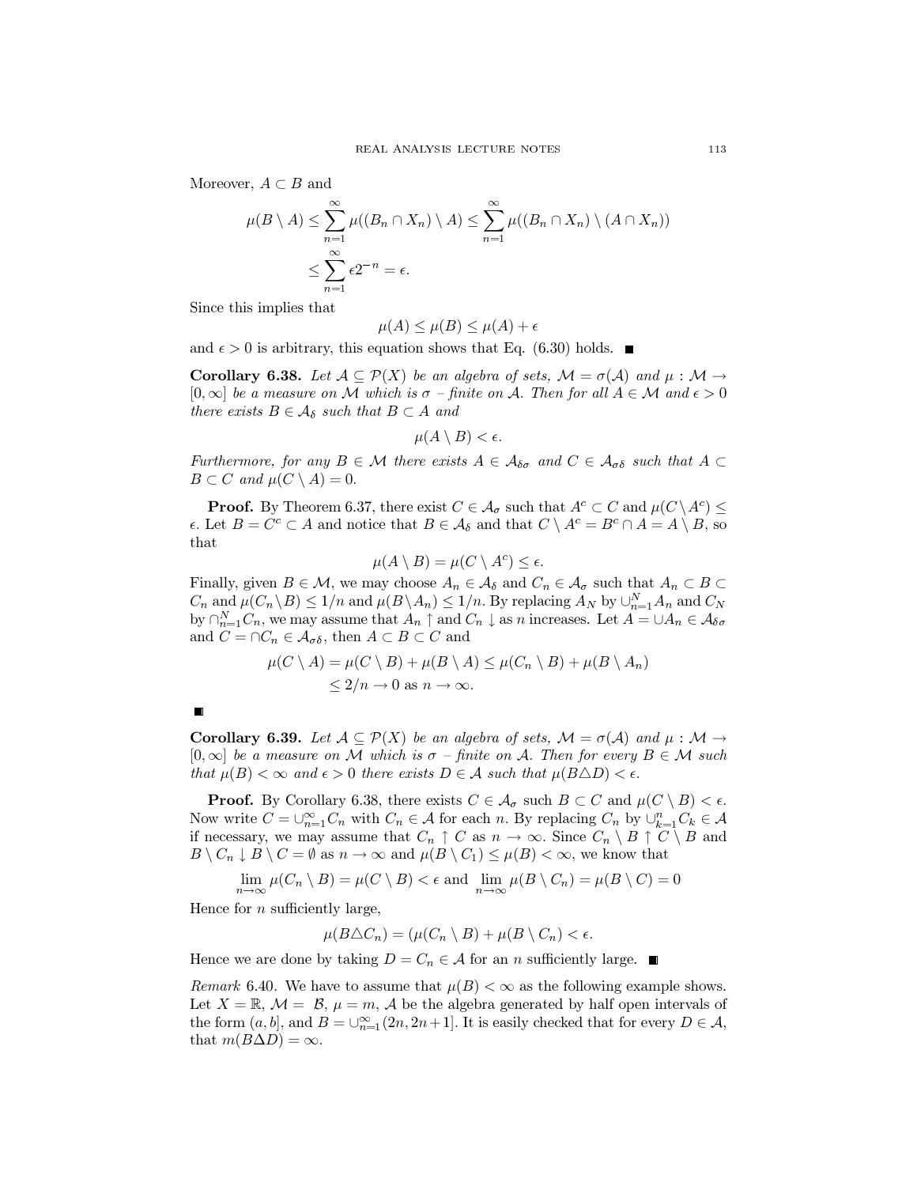Moreover, $A \subset B$ and

$$\mu(B \setminus A) \leq \sum_{n=1}^{\infty} \mu((B_n \cap X_n) \setminus A) \leq \sum_{n=1}^{\infty} \mu((B_n \cap X_n) \setminus (A \cap X_n))$$
$$\leq \sum_{n=1}^{\infty} \epsilon 2^{-n} = \epsilon.$$

Since this implies that

$$\mu(A) \leq \mu(B) \leq \mu(A) + \epsilon$$

and $\epsilon > 0$ is arbitrary, this equation shows that Eq. (6.30) holds. ■

**Corollary 6.38.** *Let $\mathcal{A} \subseteq \mathcal{P}(X)$ be an algebra of sets, $\mathcal{M} = \sigma(\mathcal{A})$ and $\mu : \mathcal{M} \to [0, \infty]$ be a measure on $\mathcal{M}$ which is $\sigma$ – finite on $\mathcal{A}$. Then for all $A \in \mathcal{M}$ and $\epsilon > 0$ there exists $B \in \mathcal{A}_\delta$ such that $B \subset A$ and*

$$\mu(A \setminus B) < \epsilon.$$

*Furthermore, for any $B \in \mathcal{M}$ there exists $A \in \mathcal{A}_{\delta\sigma}$ and $C \in \mathcal{A}_{\sigma\delta}$ such that $A \subset B \subset C$ and $\mu(C \setminus A) = 0$.*

**Proof.** By Theorem 6.37, there exist $C \in \mathcal{A}_\sigma$ such that $A^c \subset C$ and $\mu(C \setminus A^c) \leq \epsilon$. Let $B = C^c \subset A$ and notice that $B \in \mathcal{A}_\delta$ and that $C \setminus A^c = B^c \cap A = A \setminus B$, so that

$$\mu(A \setminus B) = \mu(C \setminus A^c) \leq \epsilon.$$

Finally, given $B \in \mathcal{M}$, we may choose $A_n \in \mathcal{A}_\delta$ and $C_n \in \mathcal{A}_\sigma$ such that $A_n \subset B \subset C_n$ and $\mu(C_n \setminus B) \leq 1/n$ and $\mu(B \setminus A_n) \leq 1/n$. By replacing $A_N$ by $\cup_{n=1}^N A_n$ and $C_N$ by $\cap_{n=1}^N C_n$, we may assume that $A_n \uparrow$ and $C_n \downarrow$ as $n$ increases. Let $A = \cup A_n \in \mathcal{A}_{\delta\sigma}$ and $C = \cap C_n \in \mathcal{A}_{\sigma\delta}$, then $A \subset B \subset C$ and

$$\mu(C \setminus A) = \mu(C \setminus B) + \mu(B \setminus A) \leq \mu(C_n \setminus B) + \mu(B \setminus A_n)$$
$$\leq 2/n \to 0 \text{ as } n \to \infty.$$

■

**Corollary 6.39.** *Let $\mathcal{A} \subseteq \mathcal{P}(X)$ be an algebra of sets, $\mathcal{M} = \sigma(\mathcal{A})$ and $\mu : \mathcal{M} \to [0, \infty]$ be a measure on $\mathcal{M}$ which is $\sigma$ – finite on $\mathcal{A}$. Then for every $B \in \mathcal{M}$ such that $\mu(B) < \infty$ and $\epsilon > 0$ there exists $D \in \mathcal{A}$ such that $\mu(B \triangle D) < \epsilon$.*

**Proof.** By Corollary 6.38, there exists $C \in \mathcal{A}_\sigma$ such $B \subset C$ and $\mu(C \setminus B) < \epsilon$. Now write $C = \cup_{n=1}^\infty C_n$ with $C_n \in \mathcal{A}$ for each $n$. By replacing $C_n$ by $\cup_{k=1}^n C_k \in \mathcal{A}$ if necessary, we may assume that $C_n \uparrow C$ as $n \to \infty$. Since $C_n \setminus B \uparrow C \setminus B$ and $B \setminus C_n \downarrow B \setminus C = \emptyset$ as $n \to \infty$ and $\mu(B \setminus C_1) \leq \mu(B) < \infty$, we know that

$$\lim_{n\to\infty} \mu(C_n \setminus B) = \mu(C \setminus B) < \epsilon \text{ and } \lim_{n\to\infty} \mu(B \setminus C_n) = \mu(B \setminus C) = 0$$

Hence for $n$ sufficiently large,

$$\mu(B \triangle C_n) = (\mu(C_n \setminus B) + \mu(B \setminus C_n) < \epsilon.$$

Hence we are done by taking $D = C_n \in \mathcal{A}$ for an $n$ sufficiently large. ■

*Remark* 6.40. We have to assume that $\mu(B) < \infty$ as the following example shows. Let $X = \mathbb{R}$, $\mathcal{M} = \mathcal{B}$, $\mu = m$, $\mathcal{A}$ be the algebra generated by half open intervals of the form $(a, b]$, and $B = \cup_{n=1}^\infty (2n, 2n+1]$. It is easily checked that for every $D \in \mathcal{A}$, that $m(B \Delta D) = \infty$.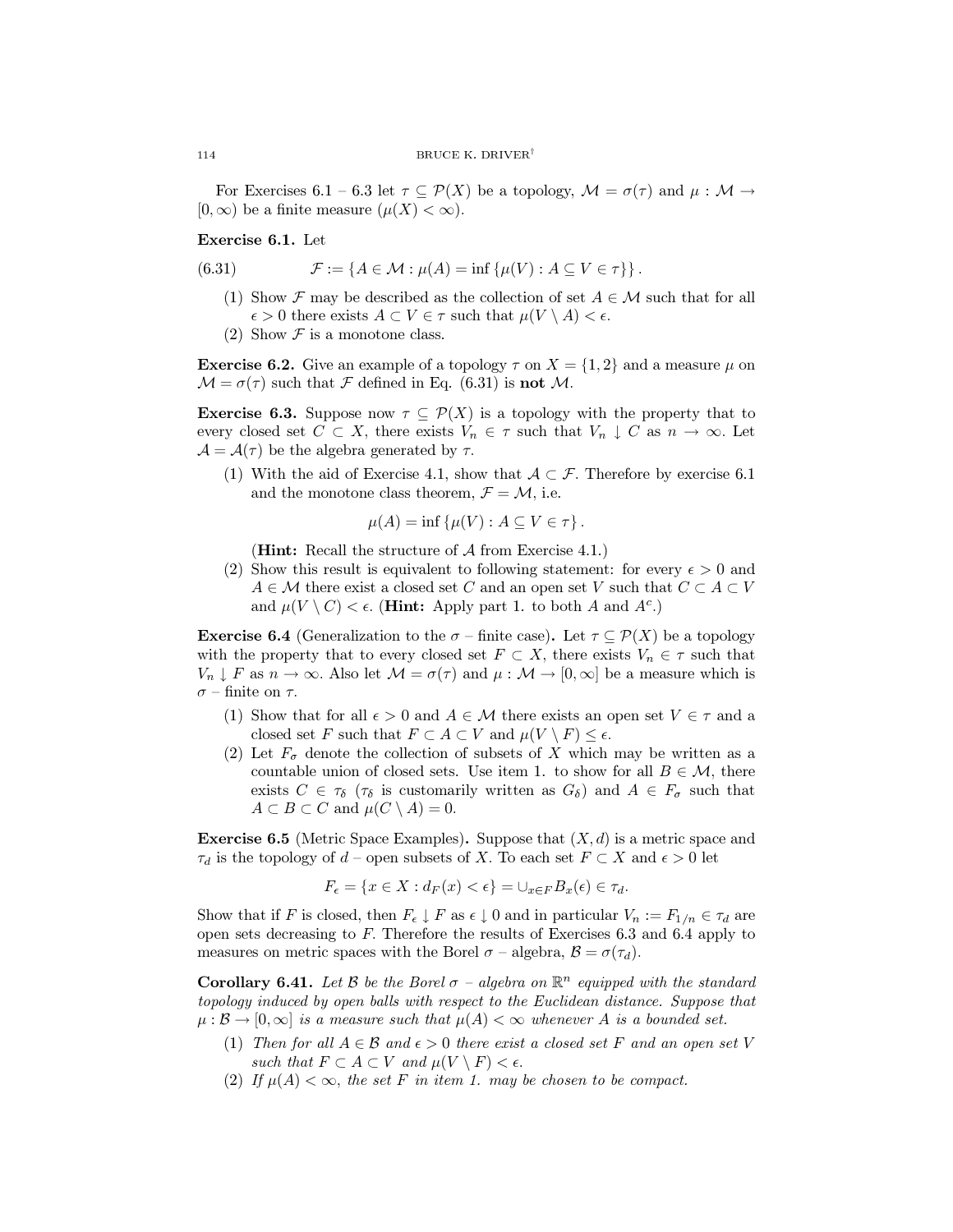For Exercises 6.1 – 6.3 let $\tau \subseteq \mathcal{P}(X)$ be a topology, $\mathcal{M} = \sigma(\tau)$ and $\mu : \mathcal{M} \to [0, \infty)$ be a finite measure ($\mu(X) < \infty$).

**Exercise 6.1.** Let

$$\mathcal{F} := \{A \in \mathcal{M} : \mu(A) = \inf \{\mu(V) : A \subseteq V \in \tau\}\}. \tag{6.31}$$

1. Show $\mathcal{F}$ may be described as the collection of set $A \in \mathcal{M}$ such that for all $\epsilon > 0$ there exists $A \subset V \in \tau$ such that $\mu(V \setminus A) < \epsilon$.
2. Show $\mathcal{F}$ is a monotone class.

**Exercise 6.2.** Give an example of a topology $\tau$ on $X = \{1, 2\}$ and a measure $\mu$ on $\mathcal{M} = \sigma(\tau)$ such that $\mathcal{F}$ defined in Eq. (6.31) is **not** $\mathcal{M}$.

**Exercise 6.3.** Suppose now $\tau \subseteq \mathcal{P}(X)$ is a topology with the property that to every closed set $C \subset X$, there exists $V_n \in \tau$ such that $V_n \downarrow C$ as $n \to \infty$. Let $\mathcal{A} = \mathcal{A}(\tau)$ be the algebra generated by $\tau$.

1. With the aid of Exercise 4.1, show that $\mathcal{A} \subset \mathcal{F}$. Therefore by exercise 6.1 and the monotone class theorem, $\mathcal{F} = \mathcal{M}$, i.e.
$$\mu(A) = \inf \{\mu(V) : A \subseteq V \in \tau\}.$$
(**Hint:** Recall the structure of $\mathcal{A}$ from Exercise 4.1.)
2. Show this result is equivalent to following statement: for every $\epsilon > 0$ and $A \in \mathcal{M}$ there exist a closed set $C$ and an open set $V$ such that $C \subset A \subset V$ and $\mu(V \setminus C) < \epsilon$. (**Hint:** Apply part 1. to both $A$ and $A^c$.)

**Exercise 6.4** (Generalization to the $\sigma$ – finite case)**.** Let $\tau \subseteq \mathcal{P}(X)$ be a topology with the property that to every closed set $F \subset X$, there exists $V_n \in \tau$ such that $V_n \downarrow F$ as $n \to \infty$. Also let $\mathcal{M} = \sigma(\tau)$ and $\mu : \mathcal{M} \to [0, \infty]$ be a measure which is $\sigma$ – finite on $\tau$.

1. Show that for all $\epsilon > 0$ and $A \in \mathcal{M}$ there exists an open set $V \in \tau$ and a closed set $F$ such that $F \subset A \subset V$ and $\mu(V \setminus F) \leq \epsilon$.
2. Let $F_\sigma$ denote the collection of subsets of $X$ which may be written as a countable union of closed sets. Use item 1. to show for all $B \in \mathcal{M}$, there exists $C \in \tau_\delta$ ($\tau_\delta$ is customarily written as $G_\delta$) and $A \in F_\sigma$ such that $A \subset B \subset C$ and $\mu(C \setminus A) = 0$.

**Exercise 6.5** (Metric Space Examples)**.** Suppose that $(X, d)$ is a metric space and $\tau_d$ is the topology of $d$ – open subsets of $X$. To each set $F \subset X$ and $\epsilon > 0$ let

$$F_\epsilon = \{x \in X : d_F(x) < \epsilon\} = \cup_{x \in F} B_x(\epsilon) \in \tau_d.$$

Show that if $F$ is closed, then $F_\epsilon \downarrow F$ as $\epsilon \downarrow 0$ and in particular $V_n := F_{1/n} \in \tau_d$ are open sets decreasing to $F$. Therefore the results of Exercises 6.3 and 6.4 apply to measures on metric spaces with the Borel $\sigma$ – algebra, $\mathcal{B} = \sigma(\tau_d)$.

**Corollary 6.41.** *Let $\mathcal{B}$ be the Borel $\sigma$ – algebra on $\mathbb{R}^n$ equipped with the standard topology induced by open balls with respect to the Euclidean distance. Suppose that $\mu : \mathcal{B} \to [0, \infty]$ is a measure such that $\mu(A) < \infty$ whenever $A$ is a bounded set.*

1. *Then for all $A \in \mathcal{B}$ and $\epsilon > 0$ there exist a closed set $F$ and an open set $V$ such that $F \subset A \subset V$ and $\mu(V \setminus F) < \epsilon$.*
2. *If $\mu(A) < \infty$, the set $F$ in item 1. may be chosen to be compact.*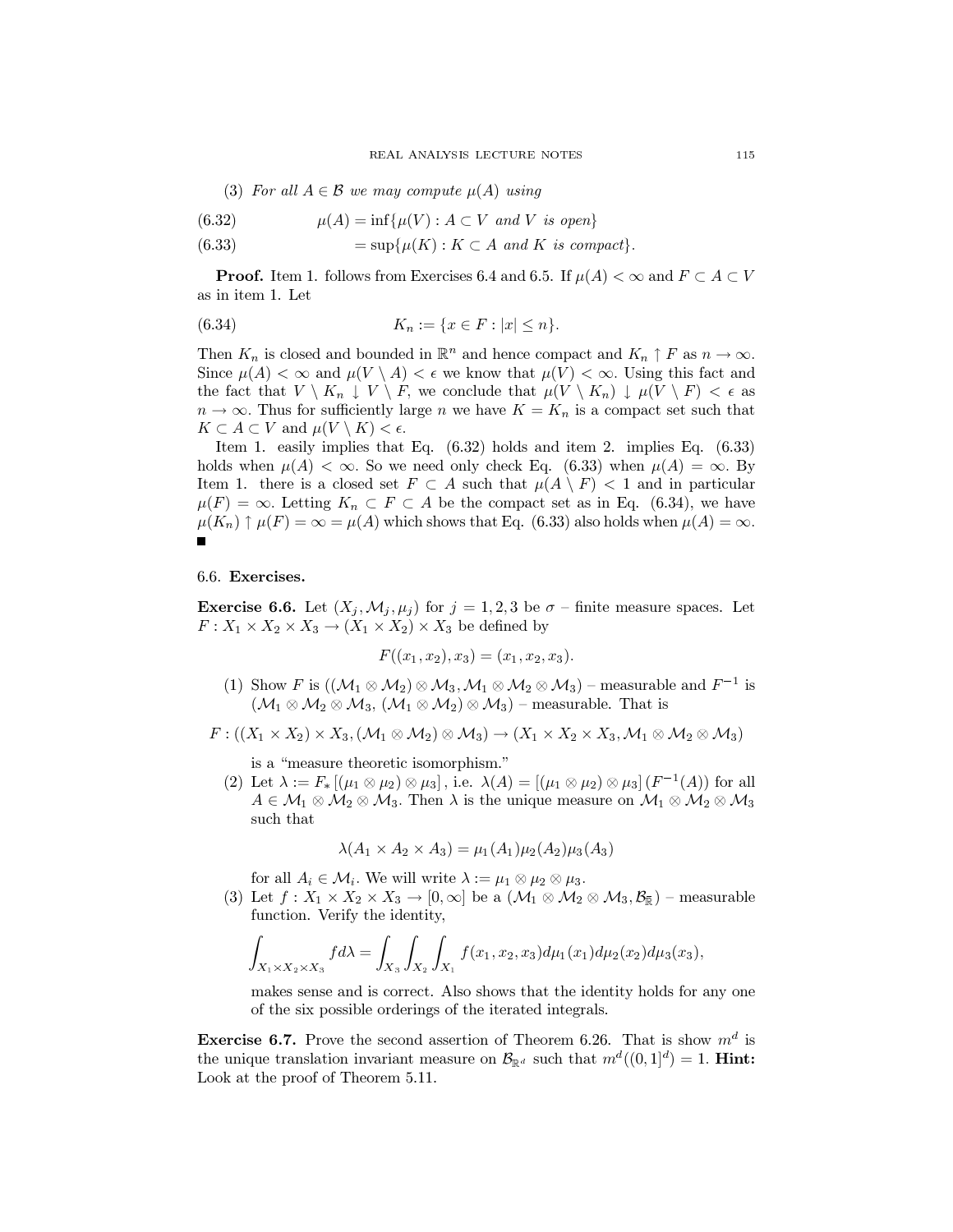(3) *For all $A \in \mathcal{B}$ we may compute $\mu(A)$ using*

$$\mu(A) = \inf\{\mu(V) : A \subset V \text{ and } V \text{ is open}\} \tag{6.32}$$

$$= \sup\{\mu(K) : K \subset A \text{ and } K \text{ is compact}\}. \tag{6.33}$$

**Proof.** Item 1. follows from Exercises 6.4 and 6.5. If $\mu(A) < \infty$ and $F \subset A \subset V$ as in item 1. Let

$$K_n := \{x \in F : |x| \le n\}. \tag{6.34}$$

Then $K_n$ is closed and bounded in $\mathbb{R}^n$ and hence compact and $K_n \uparrow F$ as $n \to \infty$. Since $\mu(A) < \infty$ and $\mu(V \setminus A) < \epsilon$ we know that $\mu(V) < \infty$. Using this fact and the fact that $V \setminus K_n \downarrow V \setminus F$, we conclude that $\mu(V \setminus K_n) \downarrow \mu(V \setminus F) < \epsilon$ as $n \to \infty$. Thus for sufficiently large $n$ we have $K = K_n$ is a compact set such that $K \subset A \subset V$ and $\mu(V \setminus K) < \epsilon$.

Item 1. easily implies that Eq. (6.32) holds and item 2. implies Eq. (6.33) holds when $\mu(A) < \infty$. So we need only check Eq. (6.33) when $\mu(A) = \infty$. By Item 1. there is a closed set $F \subset A$ such that $\mu(A \setminus F) < 1$ and in particular $\mu(F) = \infty$. Letting $K_n \subset F \subset A$ be the compact set as in Eq. (6.34), we have $\mu(K_n) \uparrow \mu(F) = \infty = \mu(A)$ which shows that Eq. (6.33) also holds when $\mu(A) = \infty$. ■

### 6.6. **Exercises.**

**Exercise 6.6.** Let $(X_j, \mathcal{M}_j, \mu_j)$ for $j = 1, 2, 3$ be $\sigma$ – finite measure spaces. Let $F : X_1 \times X_2 \times X_3 \to (X_1 \times X_2) \times X_3$ be defined by

$$F((x_1, x_2), x_3) = (x_1, x_2, x_3).$$

1. Show $F$ is $((\mathcal{M}_1 \otimes \mathcal{M}_2) \otimes \mathcal{M}_3, \mathcal{M}_1 \otimes \mathcal{M}_2 \otimes \mathcal{M}_3)$ – measurable and $F^{-1}$ is $(\mathcal{M}_1 \otimes \mathcal{M}_2 \otimes \mathcal{M}_3, (\mathcal{M}_1 \otimes \mathcal{M}_2) \otimes \mathcal{M}_3)$ – measurable. That is

$$F : ((X_1 \times X_2) \times X_3, (\mathcal{M}_1 \otimes \mathcal{M}_2) \otimes \mathcal{M}_3) \to (X_1 \times X_2 \times X_3, \mathcal{M}_1 \otimes \mathcal{M}_2 \otimes \mathcal{M}_3)$$

   is a "measure theoretic isomorphism."

2. Let $\lambda := F_* [(\mu_1 \otimes \mu_2) \otimes \mu_3]$, i.e. $\lambda(A) = [(\mu_1 \otimes \mu_2) \otimes \mu_3] (F^{-1}(A))$ for all $A \in \mathcal{M}_1 \otimes \mathcal{M}_2 \otimes \mathcal{M}_3$. Then $\lambda$ is the unique measure on $\mathcal{M}_1 \otimes \mathcal{M}_2 \otimes \mathcal{M}_3$ such that

$$\lambda(A_1 \times A_2 \times A_3) = \mu_1(A_1)\mu_2(A_2)\mu_3(A_3)$$

   for all $A_i \in \mathcal{M}_i$. We will write $\lambda := \mu_1 \otimes \mu_2 \otimes \mu_3$.

3. Let $f : X_1 \times X_2 \times X_3 \to [0, \infty]$ be a $(\mathcal{M}_1 \otimes \mathcal{M}_2 \otimes \mathcal{M}_3, \mathcal{B}_{\bar{\mathbb{R}}})$ – measurable function. Verify the identity,

$$\int_{X_1 \times X_2 \times X_3} f d\lambda = \int_{X_3} \int_{X_2} \int_{X_1} f(x_1, x_2, x_3) d\mu_1(x_1) d\mu_2(x_2) d\mu_3(x_3),$$

   makes sense and is correct. Also shows that the identity holds for any one of the six possible orderings of the iterated integrals.

**Exercise 6.7.** Prove the second assertion of Theorem 6.26. That is show $m^d$ is the unique translation invariant measure on $\mathcal{B}_{\mathbb{R}^d}$ such that $m^d((0,1]^d) = 1$. **Hint:** Look at the proof of Theorem 5.11.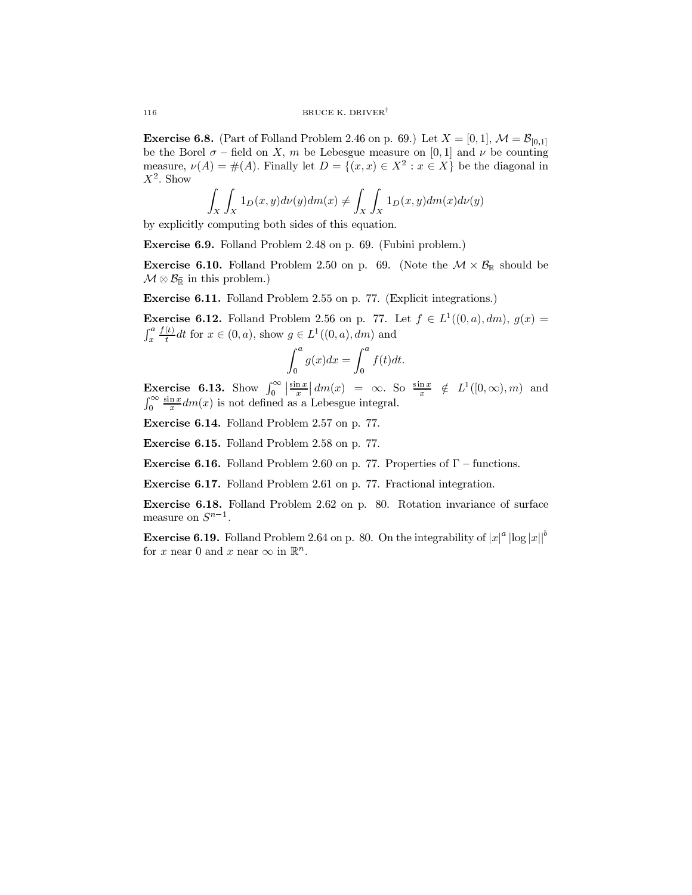**Exercise 6.8.** (Part of Folland Problem 2.46 on p. 69.) Let $X = [0,1]$, $\mathcal{M} = \mathcal{B}_{[0,1]}$ be the Borel $\sigma$ – field on $X$, $m$ be Lebesgue measure on $[0,1]$ and $\nu$ be counting measure, $\nu(A) = \#(A)$. Finally let $D = \{(x,x) \in X^2 : x \in X\}$ be the diagonal in $X^2$. Show

$$\int_X \int_X 1_D(x,y) d\nu(y) dm(x) \neq \int_X \int_X 1_D(x,y) dm(x) d\nu(y)$$

by explicitly computing both sides of this equation.

**Exercise 6.9.** Folland Problem 2.48 on p. 69. (Fubini problem.)

**Exercise 6.10.** Folland Problem 2.50 on p. 69. (Note the $\mathcal{M} \times \mathcal{B}_{\mathbb{R}}$ should be $\mathcal{M} \otimes \mathcal{B}_{\bar{\mathbb{R}}}$ in this problem.)

**Exercise 6.11.** Folland Problem 2.55 on p. 77. (Explicit integrations.)

**Exercise 6.12.** Folland Problem 2.56 on p. 77. Let $f \in L^1((0,a), dm)$, $g(x) = \int_x^a \frac{f(t)}{t} dt$ for $x \in (0,a)$, show $g \in L^1((0,a), dm)$ and

$$\int_0^a g(x) dx = \int_0^a f(t) dt.$$

**Exercise 6.13.** Show $\int_0^\infty \left|\frac{\sin x}{x}\right| dm(x) = \infty$. So $\frac{\sin x}{x} \notin L^1([0,\infty), m)$ and $\int_0^\infty \frac{\sin x}{x} dm(x)$ is not defined as a Lebesgue integral.

**Exercise 6.14.** Folland Problem 2.57 on p. 77.

**Exercise 6.15.** Folland Problem 2.58 on p. 77.

**Exercise 6.16.** Folland Problem 2.60 on p. 77. Properties of $\Gamma$ – functions.

**Exercise 6.17.** Folland Problem 2.61 on p. 77. Fractional integration.

**Exercise 6.18.** Folland Problem 2.62 on p. 80. Rotation invariance of surface measure on $S^{n-1}$.

**Exercise 6.19.** Folland Problem 2.64 on p. 80. On the integrability of $|x|^a \left|\log |x|\right|^b$ for $x$ near 0 and $x$ near $\infty$ in $\mathbb{R}^n$.